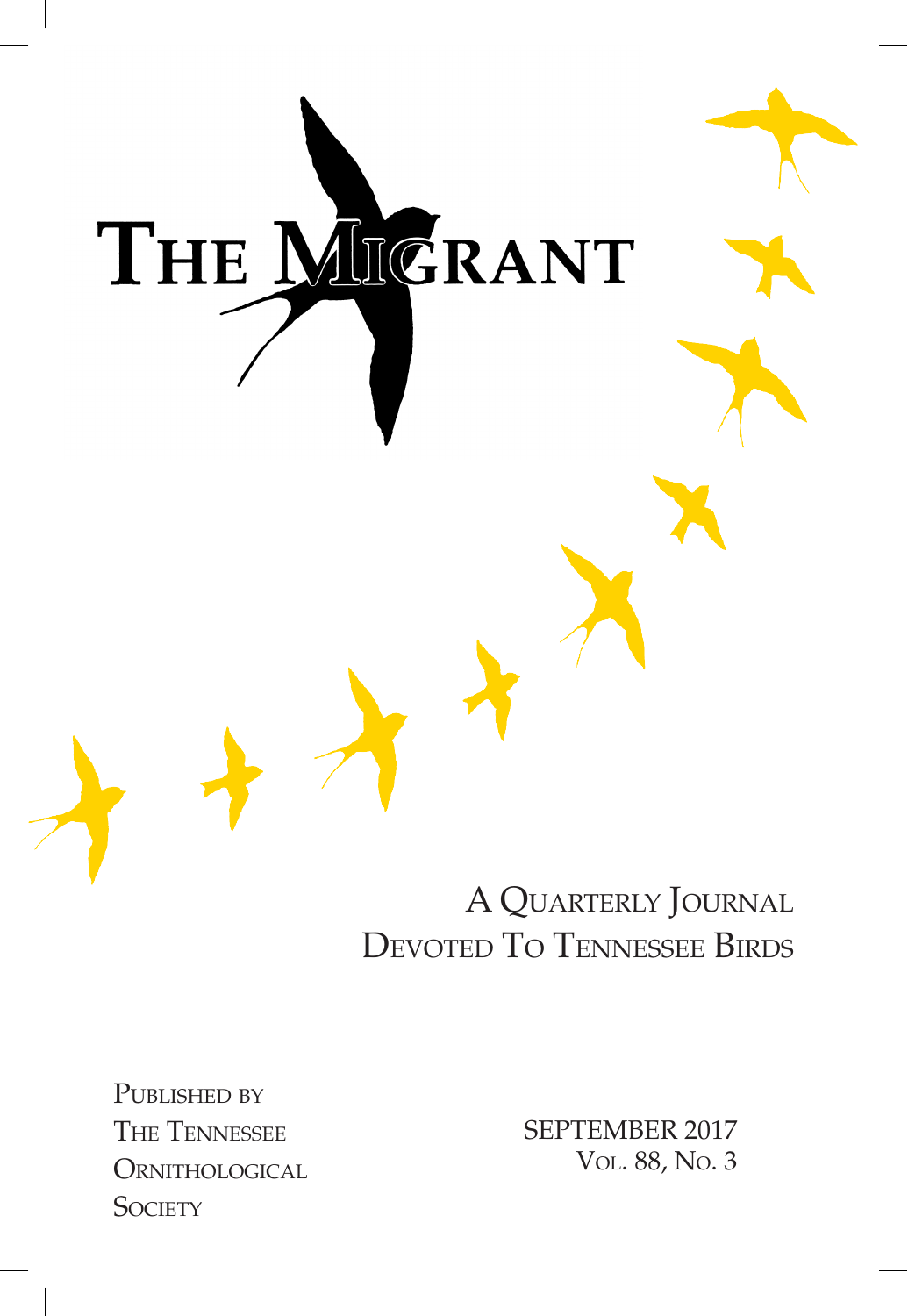# THE MIGRANT

A QUARTERLY JOURNAL
DEVOTED TO TENNESSEE BIRDS

PUBLISHED BY
THE TENNESSEE
ORNITHOLOGICAL
SOCIETY

SEPTEMBER 2017
VOL. 88, NO. 3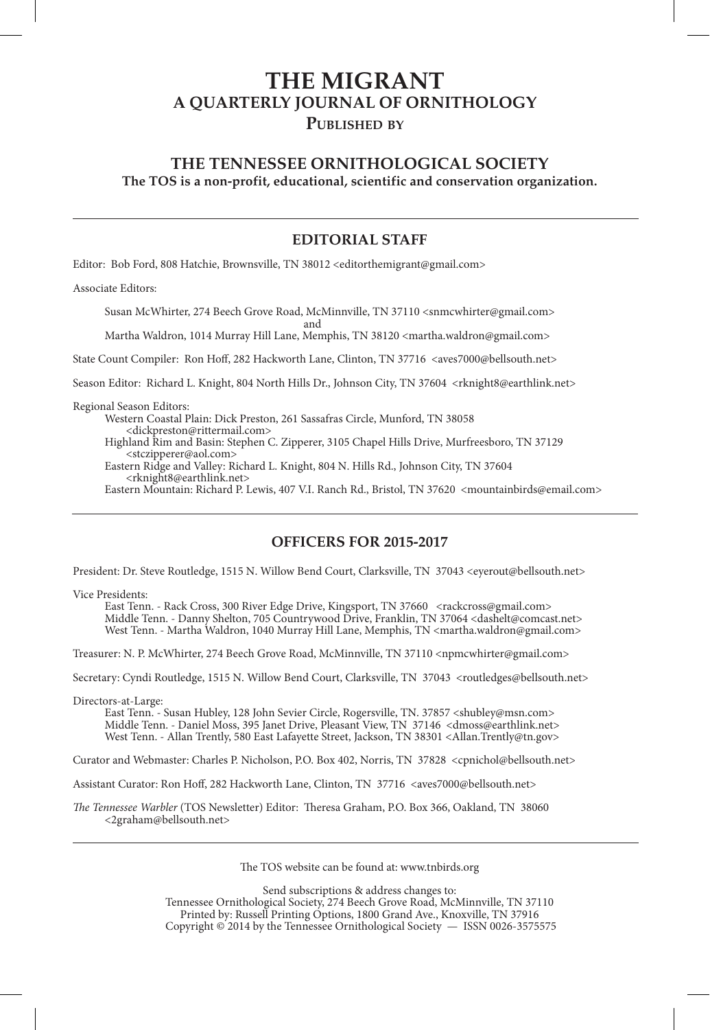# THE MIGRANT

## A QUARTERLY JOURNAL OF ORNITHOLOGY

### Published by

## THE TENNESSEE ORNITHOLOGICAL SOCIETY

**The TOS is a non-profit, educational, scientific and conservation organization.**

---

### EDITORIAL STAFF

Editor: Bob Ford, 808 Hatchie, Brownsville, TN 38012 <editorthemigrant@gmail.com>

Associate Editors:

Susan McWhirter, 274 Beech Grove Road, McMinnville, TN 37110 <snmcwhirter@gmail.com>
and
Martha Waldron, 1014 Murray Hill Lane, Memphis, TN 38120 <martha.waldron@gmail.com>

State Count Compiler: Ron Hoff, 282 Hackworth Lane, Clinton, TN 37716 <aves7000@bellsouth.net>

Season Editor: Richard L. Knight, 804 North Hills Dr., Johnson City, TN 37604 <rknight8@earthlink.net>

Regional Season Editors:

Western Coastal Plain: Dick Preston, 261 Sassafras Circle, Munford, TN 38058 <dickpreston@rittermail.com>
Highland Rim and Basin: Stephen C. Zipperer, 3105 Chapel Hills Drive, Murfreesboro, TN 37129 <stczipperer@aol.com>
Eastern Ridge and Valley: Richard L. Knight, 804 N. Hills Rd., Johnson City, TN 37604 <rknight8@earthlink.net>
Eastern Mountain: Richard P. Lewis, 407 V.I. Ranch Rd., Bristol, TN 37620 <mountainbirds@email.com>

---

### OFFICERS FOR 2015-2017

President: Dr. Steve Routledge, 1515 N. Willow Bend Court, Clarksville, TN 37043 <eyerout@bellsouth.net>

Vice Presidents:

East Tenn. - Rack Cross, 300 River Edge Drive, Kingsport, TN 37660 <rackcross@gmail.com>
Middle Tenn. - Danny Shelton, 705 Countrywood Drive, Franklin, TN 37064 <dashelt@comcast.net>
West Tenn. - Martha Waldron, 1040 Murray Hill Lane, Memphis, TN <martha.waldron@gmail.com>

Treasurer: N. P. McWhirter, 274 Beech Grove Road, McMinnville, TN 37110 <npmcwhirter@gmail.com>

Secretary: Cyndi Routledge, 1515 N. Willow Bend Court, Clarksville, TN 37043 <routledges@bellsouth.net>

Directors-at-Large:

East Tenn. - Susan Hubley, 128 John Sevier Circle, Rogersville, TN. 37857 <shubley@msn.com>
Middle Tenn. - Daniel Moss, 395 Janet Drive, Pleasant View, TN 37146 <dmoss@earthlink.net>
West Tenn. - Allan Trently, 580 East Lafayette Street, Jackson, TN 38301 <Allan.Trently@tn.gov>

Curator and Webmaster: Charles P. Nicholson, P.O. Box 402, Norris, TN 37828 <cpnichol@bellsouth.net>

Assistant Curator: Ron Hoff, 282 Hackworth Lane, Clinton, TN 37716 <aves7000@bellsouth.net>

*The Tennessee Warbler* (TOS Newsletter) Editor: Theresa Graham, P.O. Box 366, Oakland, TN 38060 <2graham@bellsouth.net>

---

The TOS website can be found at: www.tnbirds.org

Send subscriptions & address changes to:
Tennessee Ornithological Society, 274 Beech Grove Road, McMinnville, TN 37110
Printed by: Russell Printing Options, 1800 Grand Ave., Knoxville, TN 37916
Copyright © 2014 by the Tennessee Ornithological Society — ISSN 0026-3575575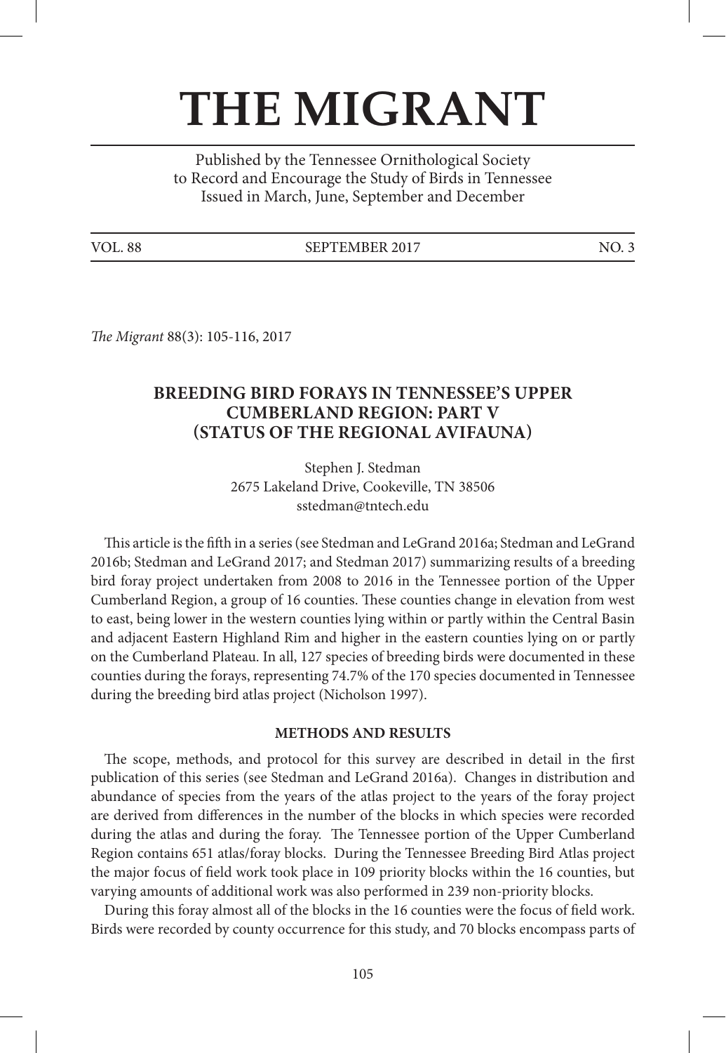# THE MIGRANT

Published by the Tennessee Ornithological Society
to Record and Encourage the Study of Birds in Tennessee
Issued in March, June, September and December

VOL. 88 SEPTEMBER 2017 NO. 3

*The Migrant* 88(3): 105-116, 2017

## BREEDING BIRD FORAYS IN TENNESSEE'S UPPER CUMBERLAND REGION: PART V (STATUS OF THE REGIONAL AVIFAUNA)

Stephen J. Stedman
2675 Lakeland Drive, Cookeville, TN 38506
sstedman@tntech.edu

This article is the fifth in a series (see Stedman and LeGrand 2016a; Stedman and LeGrand 2016b; Stedman and LeGrand 2017; and Stedman 2017) summarizing results of a breeding bird foray project undertaken from 2008 to 2016 in the Tennessee portion of the Upper Cumberland Region, a group of 16 counties. These counties change in elevation from west to east, being lower in the western counties lying within or partly within the Central Basin and adjacent Eastern Highland Rim and higher in the eastern counties lying on or partly on the Cumberland Plateau. In all, 127 species of breeding birds were documented in these counties during the forays, representing 74.7% of the 170 species documented in Tennessee during the breeding bird atlas project (Nicholson 1997).

### METHODS AND RESULTS

The scope, methods, and protocol for this survey are described in detail in the first publication of this series (see Stedman and LeGrand 2016a). Changes in distribution and abundance of species from the years of the atlas project to the years of the foray project are derived from differences in the number of the blocks in which species were recorded during the atlas and during the foray. The Tennessee portion of the Upper Cumberland Region contains 651 atlas/foray blocks. During the Tennessee Breeding Bird Atlas project the major focus of field work took place in 109 priority blocks within the 16 counties, but varying amounts of additional work was also performed in 239 non-priority blocks.

During this foray almost all of the blocks in the 16 counties were the focus of field work. Birds were recorded by county occurrence for this study, and 70 blocks encompass parts of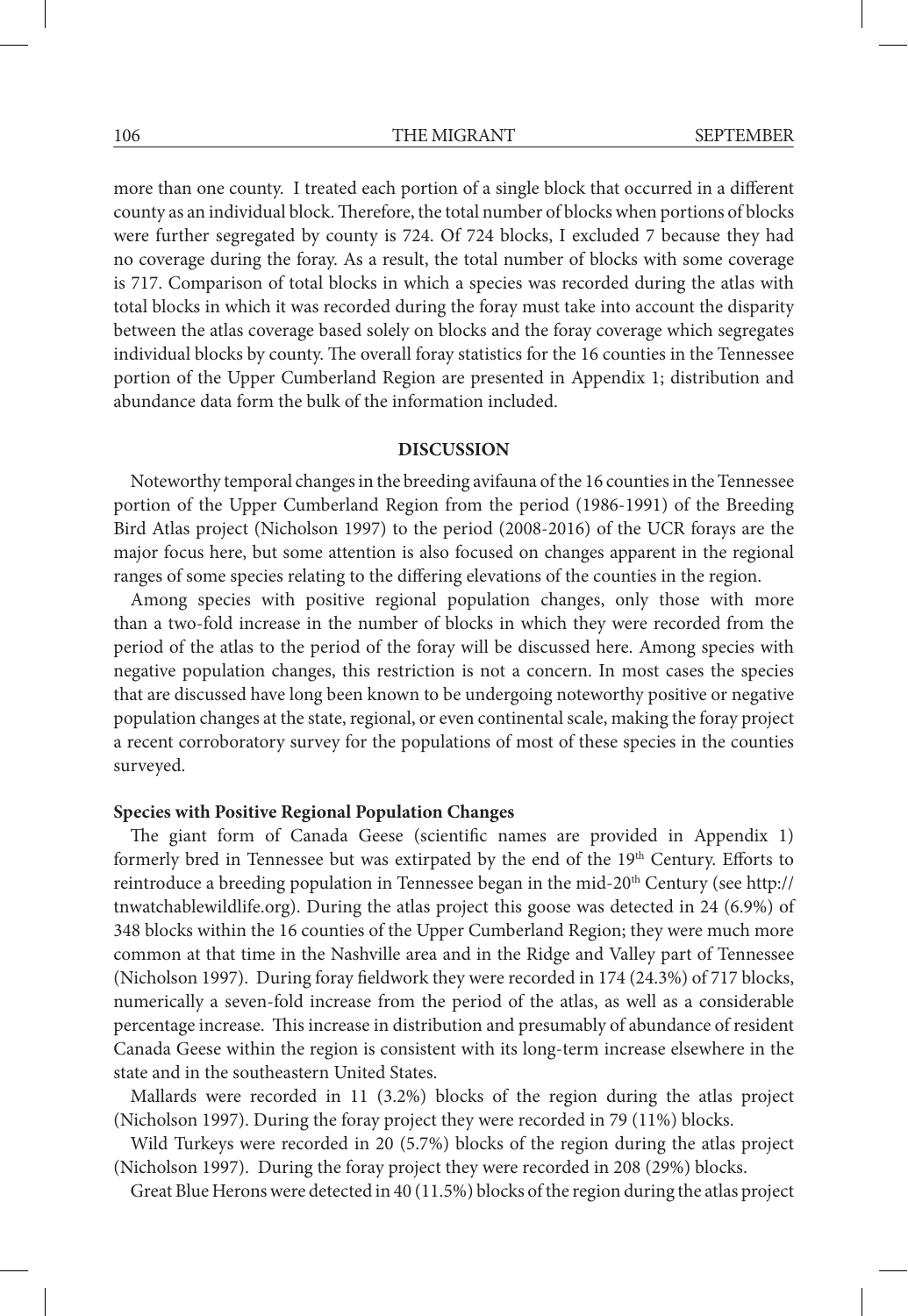more than one county. I treated each portion of a single block that occurred in a different county as an individual block. Therefore, the total number of blocks when portions of blocks were further segregated by county is 724. Of 724 blocks, I excluded 7 because they had no coverage during the foray. As a result, the total number of blocks with some coverage is 717. Comparison of total blocks in which a species was recorded during the atlas with total blocks in which it was recorded during the foray must take into account the disparity between the atlas coverage based solely on blocks and the foray coverage which segregates individual blocks by county. The overall foray statistics for the 16 counties in the Tennessee portion of the Upper Cumberland Region are presented in Appendix 1; distribution and abundance data form the bulk of the information included.

## DISCUSSION

Noteworthy temporal changes in the breeding avifauna of the 16 counties in the Tennessee portion of the Upper Cumberland Region from the period (1986-1991) of the Breeding Bird Atlas project (Nicholson 1997) to the period (2008-2016) of the UCR forays are the major focus here, but some attention is also focused on changes apparent in the regional ranges of some species relating to the differing elevations of the counties in the region.

Among species with positive regional population changes, only those with more than a two-fold increase in the number of blocks in which they were recorded from the period of the atlas to the period of the foray will be discussed here. Among species with negative population changes, this restriction is not a concern. In most cases the species that are discussed have long been known to be undergoing noteworthy positive or negative population changes at the state, regional, or even continental scale, making the foray project a recent corroboratory survey for the populations of most of these species in the counties surveyed.

### Species with Positive Regional Population Changes

The giant form of Canada Geese (scientific names are provided in Appendix 1) formerly bred in Tennessee but was extirpated by the end of the 19th Century. Efforts to reintroduce a breeding population in Tennessee began in the mid-20th Century (see http://tnwatchablewildlife.org). During the atlas project this goose was detected in 24 (6.9%) of 348 blocks within the 16 counties of the Upper Cumberland Region; they were much more common at that time in the Nashville area and in the Ridge and Valley part of Tennessee (Nicholson 1997). During foray fieldwork they were recorded in 174 (24.3%) of 717 blocks, numerically a seven-fold increase from the period of the atlas, as well as a considerable percentage increase. This increase in distribution and presumably of abundance of resident Canada Geese within the region is consistent with its long-term increase elsewhere in the state and in the southeastern United States.

Mallards were recorded in 11 (3.2%) blocks of the region during the atlas project (Nicholson 1997). During the foray project they were recorded in 79 (11%) blocks.

Wild Turkeys were recorded in 20 (5.7%) blocks of the region during the atlas project (Nicholson 1997). During the foray project they were recorded in 208 (29%) blocks.

Great Blue Herons were detected in 40 (11.5%) blocks of the region during the atlas project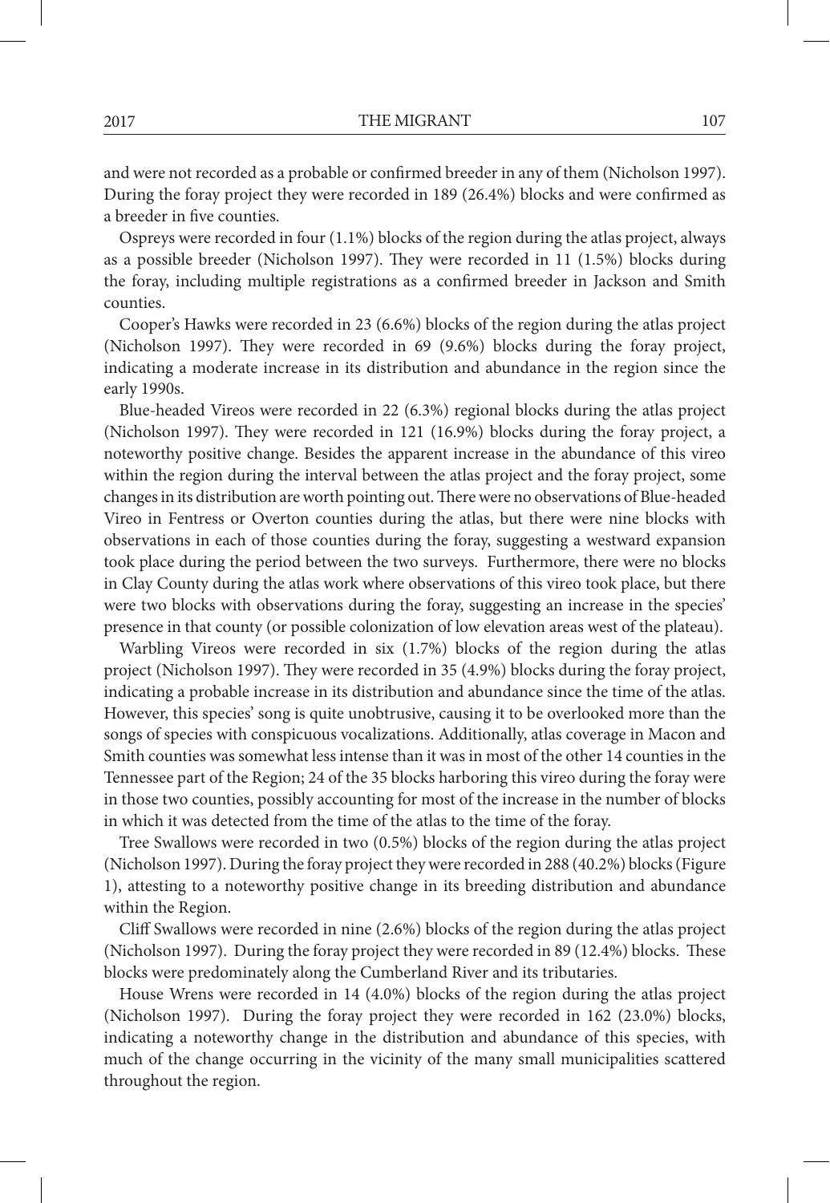and were not recorded as a probable or confirmed breeder in any of them (Nicholson 1997). During the foray project they were recorded in 189 (26.4%) blocks and were confirmed as a breeder in five counties.

Ospreys were recorded in four (1.1%) blocks of the region during the atlas project, always as a possible breeder (Nicholson 1997). They were recorded in 11 (1.5%) blocks during the foray, including multiple registrations as a confirmed breeder in Jackson and Smith counties.

Cooper's Hawks were recorded in 23 (6.6%) blocks of the region during the atlas project (Nicholson 1997). They were recorded in 69 (9.6%) blocks during the foray project, indicating a moderate increase in its distribution and abundance in the region since the early 1990s.

Blue-headed Vireos were recorded in 22 (6.3%) regional blocks during the atlas project (Nicholson 1997). They were recorded in 121 (16.9%) blocks during the foray project, a noteworthy positive change. Besides the apparent increase in the abundance of this vireo within the region during the interval between the atlas project and the foray project, some changes in its distribution are worth pointing out. There were no observations of Blue-headed Vireo in Fentress or Overton counties during the atlas, but there were nine blocks with observations in each of those counties during the foray, suggesting a westward expansion took place during the period between the two surveys. Furthermore, there were no blocks in Clay County during the atlas work where observations of this vireo took place, but there were two blocks with observations during the foray, suggesting an increase in the species' presence in that county (or possible colonization of low elevation areas west of the plateau).

Warbling Vireos were recorded in six (1.7%) blocks of the region during the atlas project (Nicholson 1997). They were recorded in 35 (4.9%) blocks during the foray project, indicating a probable increase in its distribution and abundance since the time of the atlas. However, this species' song is quite unobtrusive, causing it to be overlooked more than the songs of species with conspicuous vocalizations. Additionally, atlas coverage in Macon and Smith counties was somewhat less intense than it was in most of the other 14 counties in the Tennessee part of the Region; 24 of the 35 blocks harboring this vireo during the foray were in those two counties, possibly accounting for most of the increase in the number of blocks in which it was detected from the time of the atlas to the time of the foray.

Tree Swallows were recorded in two (0.5%) blocks of the region during the atlas project (Nicholson 1997). During the foray project they were recorded in 288 (40.2%) blocks (Figure 1), attesting to a noteworthy positive change in its breeding distribution and abundance within the Region.

Cliff Swallows were recorded in nine (2.6%) blocks of the region during the atlas project (Nicholson 1997). During the foray project they were recorded in 89 (12.4%) blocks. These blocks were predominately along the Cumberland River and its tributaries.

House Wrens were recorded in 14 (4.0%) blocks of the region during the atlas project (Nicholson 1997). During the foray project they were recorded in 162 (23.0%) blocks, indicating a noteworthy change in the distribution and abundance of this species, with much of the change occurring in the vicinity of the many small municipalities scattered throughout the region.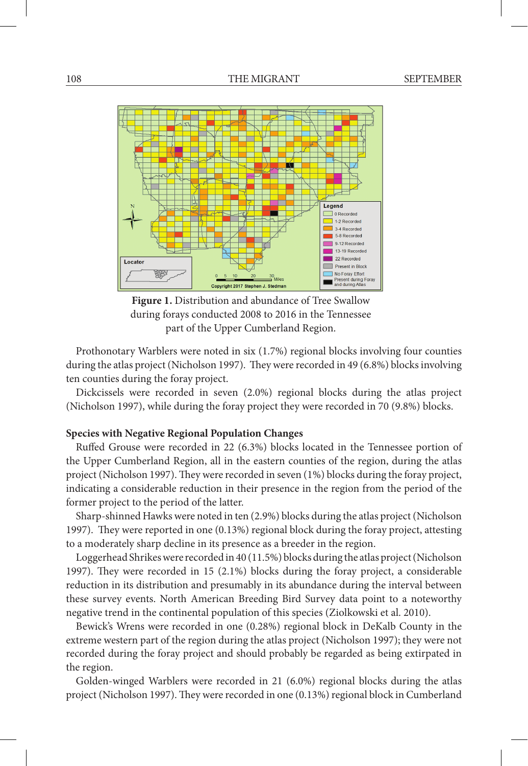Legend

0 Recorded

1-2 Recorded

3-4 Recorded

5-8 Recorded

9-12 Recorded

13-19 Recorded

22 Recorded

Present in Block

No Foray Effort

Present during Foray and during Atlas

N

Locator

0 5 10 20 30 Miles

Copyright 2017 Stephen J. Stedman

**Figure 1.** Distribution and abundance of Tree Swallow during forays conducted 2008 to 2016 in the Tennessee part of the Upper Cumberland Region.

Prothonotary Warblers were noted in six (1.7%) regional blocks involving four counties during the atlas project (Nicholson 1997). They were recorded in 49 (6.8%) blocks involving ten counties during the foray project.

Dickcissels were recorded in seven (2.0%) regional blocks during the atlas project (Nicholson 1997), while during the foray project they were recorded in 70 (9.8%) blocks.

**Species with Negative Regional Population Changes**

Ruffed Grouse were recorded in 22 (6.3%) blocks located in the Tennessee portion of the Upper Cumberland Region, all in the eastern counties of the region, during the atlas project (Nicholson 1997). They were recorded in seven (1%) blocks during the foray project, indicating a considerable reduction in their presence in the region from the period of the former project to the period of the latter.

Sharp-shinned Hawks were noted in ten (2.9%) blocks during the atlas project (Nicholson 1997). They were reported in one (0.13%) regional block during the foray project, attesting to a moderately sharp decline in its presence as a breeder in the region.

Loggerhead Shrikes were recorded in 40 (11.5%) blocks during the atlas project (Nicholson 1997). They were recorded in 15 (2.1%) blocks during the foray project, a considerable reduction in its distribution and presumably in its abundance during the interval between these survey events. North American Breeding Bird Survey data point to a noteworthy negative trend in the continental population of this species (Ziolkowski et al. 2010).

Bewick's Wrens were recorded in one (0.28%) regional block in DeKalb County in the extreme western part of the region during the atlas project (Nicholson 1997); they were not recorded during the foray project and should probably be regarded as being extirpated in the region.

Golden-winged Warblers were recorded in 21 (6.0%) regional blocks during the atlas project (Nicholson 1997). They were recorded in one (0.13%) regional block in Cumberland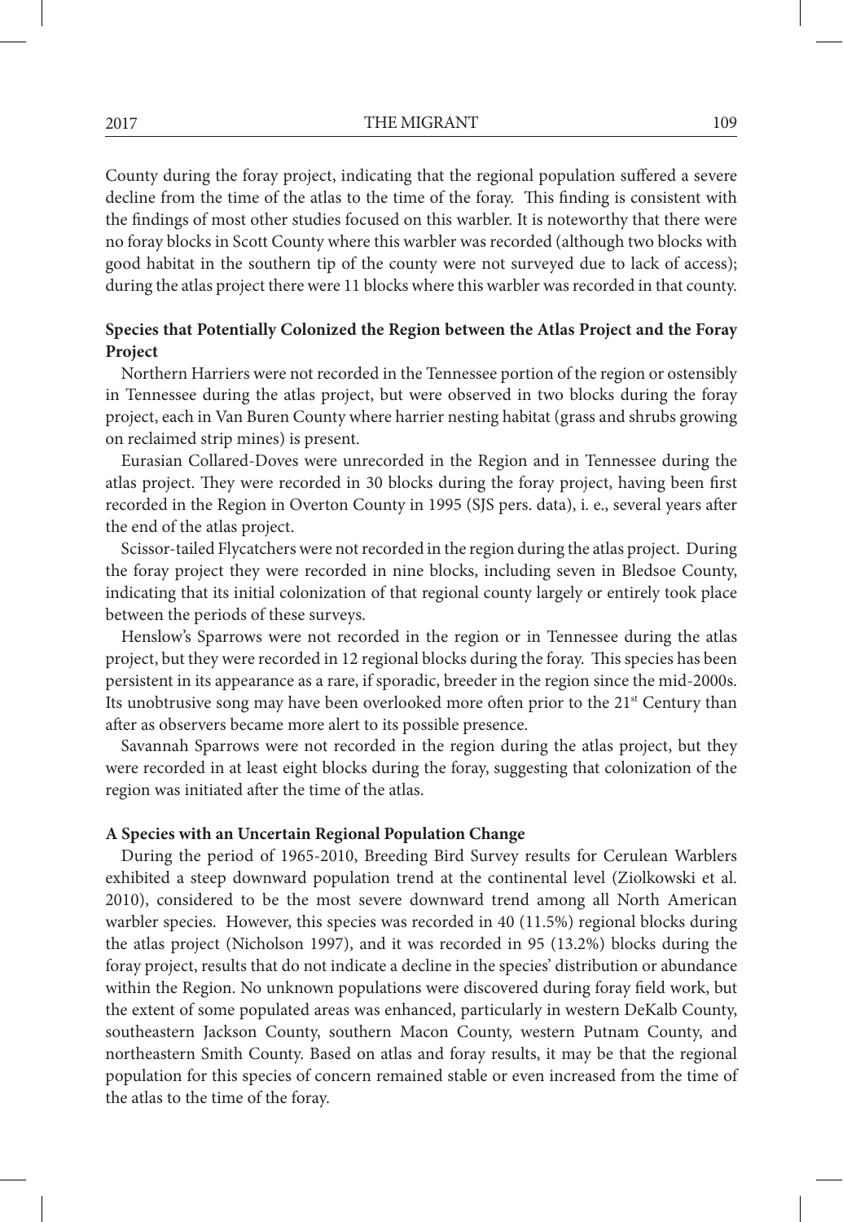County during the foray project, indicating that the regional population suffered a severe decline from the time of the atlas to the time of the foray. This finding is consistent with the findings of most other studies focused on this warbler. It is noteworthy that there were no foray blocks in Scott County where this warbler was recorded (although two blocks with good habitat in the southern tip of the county were not surveyed due to lack of access); during the atlas project there were 11 blocks where this warbler was recorded in that county.

**Species that Potentially Colonized the Region between the Atlas Project and the Foray Project**

Northern Harriers were not recorded in the Tennessee portion of the region or ostensibly in Tennessee during the atlas project, but were observed in two blocks during the foray project, each in Van Buren County where harrier nesting habitat (grass and shrubs growing on reclaimed strip mines) is present.

Eurasian Collared-Doves were unrecorded in the Region and in Tennessee during the atlas project. They were recorded in 30 blocks during the foray project, having been first recorded in the Region in Overton County in 1995 (SJS pers. data), i. e., several years after the end of the atlas project.

Scissor-tailed Flycatchers were not recorded in the region during the atlas project. During the foray project they were recorded in nine blocks, including seven in Bledsoe County, indicating that its initial colonization of that regional county largely or entirely took place between the periods of these surveys.

Henslow's Sparrows were not recorded in the region or in Tennessee during the atlas project, but they were recorded in 12 regional blocks during the foray. This species has been persistent in its appearance as a rare, if sporadic, breeder in the region since the mid-2000s. Its unobtrusive song may have been overlooked more often prior to the 21st Century than after as observers became more alert to its possible presence.

Savannah Sparrows were not recorded in the region during the atlas project, but they were recorded in at least eight blocks during the foray, suggesting that colonization of the region was initiated after the time of the atlas.

**A Species with an Uncertain Regional Population Change**

During the period of 1965-2010, Breeding Bird Survey results for Cerulean Warblers exhibited a steep downward population trend at the continental level (Ziolkowski et al. 2010), considered to be the most severe downward trend among all North American warbler species. However, this species was recorded in 40 (11.5%) regional blocks during the atlas project (Nicholson 1997), and it was recorded in 95 (13.2%) blocks during the foray project, results that do not indicate a decline in the species' distribution or abundance within the Region. No unknown populations were discovered during foray field work, but the extent of some populated areas was enhanced, particularly in western DeKalb County, southeastern Jackson County, southern Macon County, western Putnam County, and northeastern Smith County. Based on atlas and foray results, it may be that the regional population for this species of concern remained stable or even increased from the time of the atlas to the time of the foray.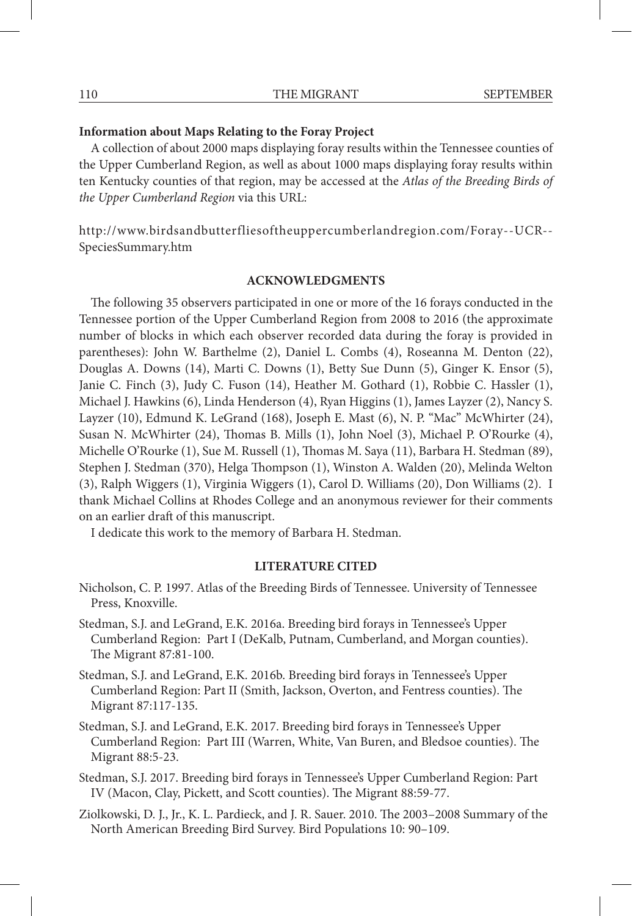**Information about Maps Relating to the Foray Project**

A collection of about 2000 maps displaying foray results within the Tennessee counties of the Upper Cumberland Region, as well as about 1000 maps displaying foray results within ten Kentucky counties of that region, may be accessed at the *Atlas of the Breeding Birds of the Upper Cumberland Region* via this URL:

http://www.birdsandbutterfliesoftheuppercumberlandregion.com/Foray--UCR--SpeciesSummary.htm

## ACKNOWLEDGMENTS

The following 35 observers participated in one or more of the 16 forays conducted in the Tennessee portion of the Upper Cumberland Region from 2008 to 2016 (the approximate number of blocks in which each observer recorded data during the foray is provided in parentheses): John W. Barthelme (2), Daniel L. Combs (4), Roseanna M. Denton (22), Douglas A. Downs (14), Marti C. Downs (1), Betty Sue Dunn (5), Ginger K. Ensor (5), Janie C. Finch (3), Judy C. Fuson (14), Heather M. Gothard (1), Robbie C. Hassler (1), Michael J. Hawkins (6), Linda Henderson (4), Ryan Higgins (1), James Layzer (2), Nancy S. Layzer (10), Edmund K. LeGrand (168), Joseph E. Mast (6), N. P. "Mac" McWhirter (24), Susan N. McWhirter (24), Thomas B. Mills (1), John Noel (3), Michael P. O'Rourke (4), Michelle O'Rourke (1), Sue M. Russell (1), Thomas M. Saya (11), Barbara H. Stedman (89), Stephen J. Stedman (370), Helga Thompson (1), Winston A. Walden (20), Melinda Welton (3), Ralph Wiggers (1), Virginia Wiggers (1), Carol D. Williams (20), Don Williams (2). I thank Michael Collins at Rhodes College and an anonymous reviewer for their comments on an earlier draft of this manuscript.

I dedicate this work to the memory of Barbara H. Stedman.

## LITERATURE CITED

Nicholson, C. P. 1997. Atlas of the Breeding Birds of Tennessee. University of Tennessee Press, Knoxville.

Stedman, S.J. and LeGrand, E.K. 2016a. Breeding bird forays in Tennessee's Upper Cumberland Region: Part I (DeKalb, Putnam, Cumberland, and Morgan counties). The Migrant 87:81-100.

Stedman, S.J. and LeGrand, E.K. 2016b. Breeding bird forays in Tennessee's Upper Cumberland Region: Part II (Smith, Jackson, Overton, and Fentress counties). The Migrant 87:117-135.

Stedman, S.J. and LeGrand, E.K. 2017. Breeding bird forays in Tennessee's Upper Cumberland Region: Part III (Warren, White, Van Buren, and Bledsoe counties). The Migrant 88:5-23.

Stedman, S.J. 2017. Breeding bird forays in Tennessee's Upper Cumberland Region: Part IV (Macon, Clay, Pickett, and Scott counties). The Migrant 88:59-77.

Ziolkowski, D. J., Jr., K. L. Pardieck, and J. R. Sauer. 2010. The 2003–2008 Summary of the North American Breeding Bird Survey. Bird Populations 10: 90–109.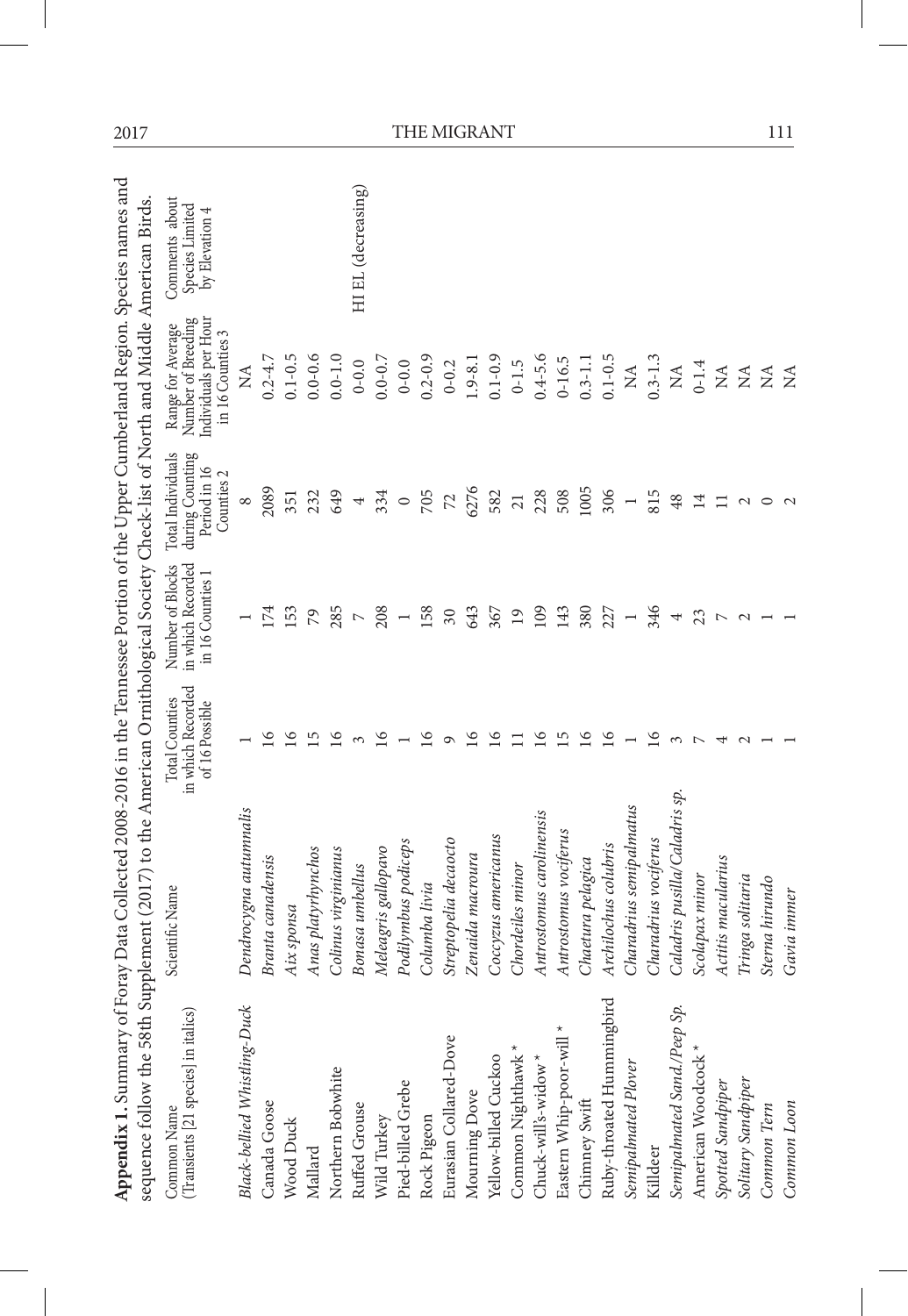**Appendix 1.** Summary of Foray Data Collected 2008-2016 in the Tennessee Portion of the Upper Cumberland Region. Species names and sequence follow the 58th Supplement (2017) to the American Ornithological Society Check-list of North and Middle American Birds.

| Common Name (Transients [21 species] in italics) | Scientific Name | Total Counties in which Recorded of 16 Possible | Number of Blocks in which Recorded in 16 Counties 1 | Total Individuals during Counting Period in 16 Counties 2 | Range for Average Number of Breeding Individuals per Hour in 16 Counties 3 | Comments about Species Limited by Elevation 4 |
|---|---|---|---|---|---|---|
| *Black-bellied Whistling-Duck* | *Dendrocygna autumnalis* | 1 | 1 | 8 | NA | |
| Canada Goose | *Branta canadensis* | 16 | 174 | 2089 | 0.2-4.7 | |
| Wood Duck | *Aix sponsa* | 16 | 153 | 351 | 0.1-0.5 | |
| Mallard | *Anas platyrhynchos* | 15 | 79 | 232 | 0.0-0.6 | |
| Northern Bobwhite | *Colinus virginianus* | 16 | 285 | 649 | 0.0-1.0 | |
| Ruffed Grouse | *Bonasa umbellus* | 3 | 7 | 4 | 0-0.0 | HI EL (decreasing) |
| Wild Turkey | *Meleagris gallopavo* | 16 | 208 | 334 | 0.0-0.7 | |
| Pied-billed Grebe | *Podilymbus podiceps* | 1 | 1 | 0 | 0-0.0 | |
| Rock Pigeon | *Columba livia* | 16 | 158 | 705 | 0.2-0.9 | |
| Eurasian Collared-Dove | *Streptopelia decaocto* | 9 | 30 | 72 | 0-0.2 | |
| Mourning Dove | *Zenaida macroura* | 16 | 643 | 6276 | 1.9-8.1 | |
| Yellow-billed Cuckoo | *Coccyzus americanus* | 16 | 367 | 582 | 0.1-0.9 | |
| Common Nighthawk * | *Chordeiles minor* | 11 | 19 | 21 | 0-1.5 | |
| Chuck-will's-widow * | *Antrostomus carolinensis* | 16 | 109 | 228 | 0.4-5.6 | |
| Eastern Whip-poor-will * | *Antrostomus vociferus* | 15 | 143 | 508 | 0-16.5 | |
| Chimney Swift | *Chaetura pelagica* | 16 | 380 | 1005 | 0.3-1.1 | |
| Ruby-throated Hummingbird | *Archilochus colubris* | 16 | 227 | 306 | 0.1-0.5 | |
| *Semipalmated Plover* | *Charadrius semipalmatus* | 1 | 1 | 1 | NA | |
| Killdeer | *Charadrius vociferus* | 16 | 346 | 815 | 0.3-1.3 | |
| *Semipalmated Sand./Peep Sp.* | *Calidris pusilla/Calidris sp.* | 3 | 4 | 48 | NA | |
| American Woodcock * | *Scolopax minor* | 7 | 23 | 14 | 0-1.4 | |
| *Spotted Sandpiper* | *Actitis macularius* | 4 | 7 | 11 | NA | |
| *Solitary Sandpiper* | *Tringa solitaria* | 2 | 2 | 2 | NA | |
| *Common Tern* | *Sterna hirundo* | 1 | 1 | 0 | NA | |
| *Common Loon* | *Gavia immer* | 1 | 1 | 2 | NA | |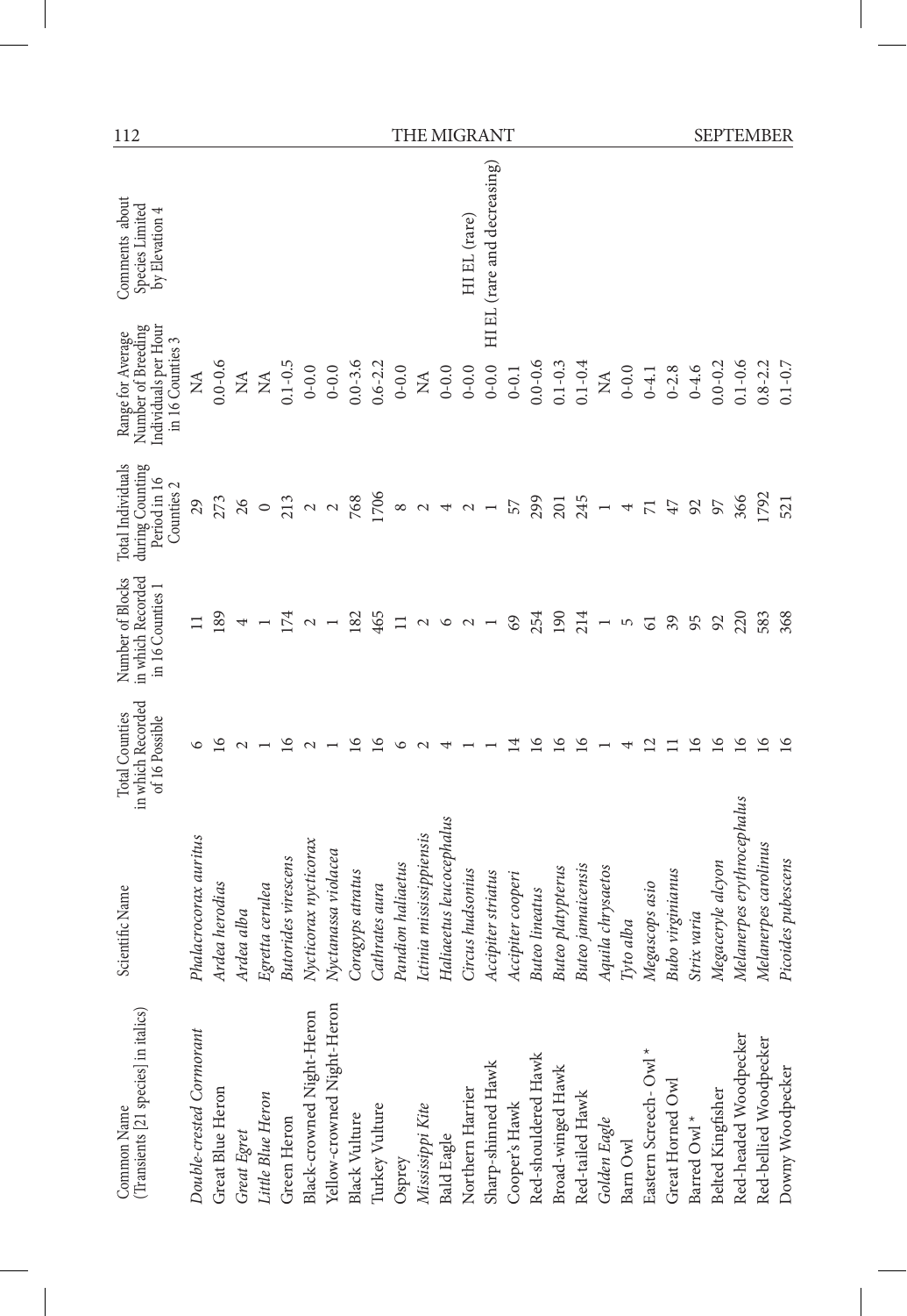| Common Name (Transients [21 species] in italics) | Scientific Name | Total Counties in which Recorded of 16 Possible | Number of Blocks in which Recorded in 16 Counties 1 | Total Individuals during Counting Period in 16 Counties 2 | Range for Average Number of Breeding Individuals per Hour in 16 Counties 3 | Comments about Species Limited by Elevation 4 |
|---|---|---|---|---|---|---|
| *Double-crested Cormorant* | *Phalacrocorax auritus* | 6 | 11 | 29 | NA | |
| Great Blue Heron | *Ardea herodias* | 16 | 189 | 273 | 0.0-0.6 | |
| *Great Egret* | *Ardea alba* | 2 | 4 | 26 | NA | |
| *Little Blue Heron* | *Egretta cerulea* | 1 | 1 | 0 | NA | |
| Green Heron | *Butorides virescens* | 16 | 174 | 213 | 0.1-0.5 | |
| Black-crowned Night-Heron | *Nycticorax nycticorax* | 2 | 2 | 2 | 0-0.0 | |
| Yellow-crowned Night-Heron | *Nyctanassa violacea* | 1 | 1 | 2 | 0-0.0 | |
| Black Vulture | *Coragyps atratus* | 16 | 182 | 768 | 0.0-3.6 | |
| Turkey Vulture | *Cathrates aura* | 16 | 465 | 1706 | 0.6-2.2 | |
| Osprey | *Pandion haliaetus* | 6 | 11 | 8 | 0-0.0 | |
| *Mississippi Kite* | *Ictinia mississippiensis* | 2 | 2 | 2 | NA | |
| Bald Eagle | *Haliaeetus leucocephalus* | 4 | 6 | 4 | 0-0.0 | |
| Northern Harrier | *Circus hudsonius* | 1 | 2 | 2 | 0-0.0 | HI EL (rare) |
| Sharp-shinned Hawk | *Accipiter striatus* | 1 | 1 | 1 | 0-0.0 | HI EL (rare and decreasing) |
| Cooper's Hawk | *Accipiter cooperi* | 14 | 69 | 57 | 0-0.1 | |
| Red-shouldered Hawk | *Buteo lineatus* | 16 | 254 | 299 | 0.0-0.6 | |
| Broad-winged Hawk | *Buteo platypterus* | 16 | 190 | 201 | 0.1-0.3 | |
| Red-tailed Hawk | *Buteo jamaicensis* | 16 | 214 | 245 | 0.1-0.4 | |
| *Golden Eagle* | *Aquila chrysaetos* | 1 | 1 | 1 | NA | |
| Barn Owl | *Tyto alba* | 4 | 5 | 4 | 0-0.0 | |
| Eastern Screech- Owl * | *Megascops asio* | 12 | 61 | 71 | 0-4.1 | |
| Great Horned Owl | *Bubo virginianus* | 11 | 39 | 47 | 0-2.8 | |
| Barred Owl * | *Strix varia* | 16 | 95 | 92 | 0-4.6 | |
| Belted Kingfisher | *Megaceryle alcyon* | 16 | 92 | 97 | 0.0-0.2 | |
| Red-headed Woodpecker | *Melanerpes erythrocephalus* | 16 | 220 | 366 | 0.1-0.6 | |
| Red-bellied Woodpecker | *Melanerpes carolinus* | 16 | 583 | 1792 | 0.8-2.2 | |
| Downy Woodpecker | *Picoides pubescens* | 16 | 368 | 521 | 0.1-0.7 | |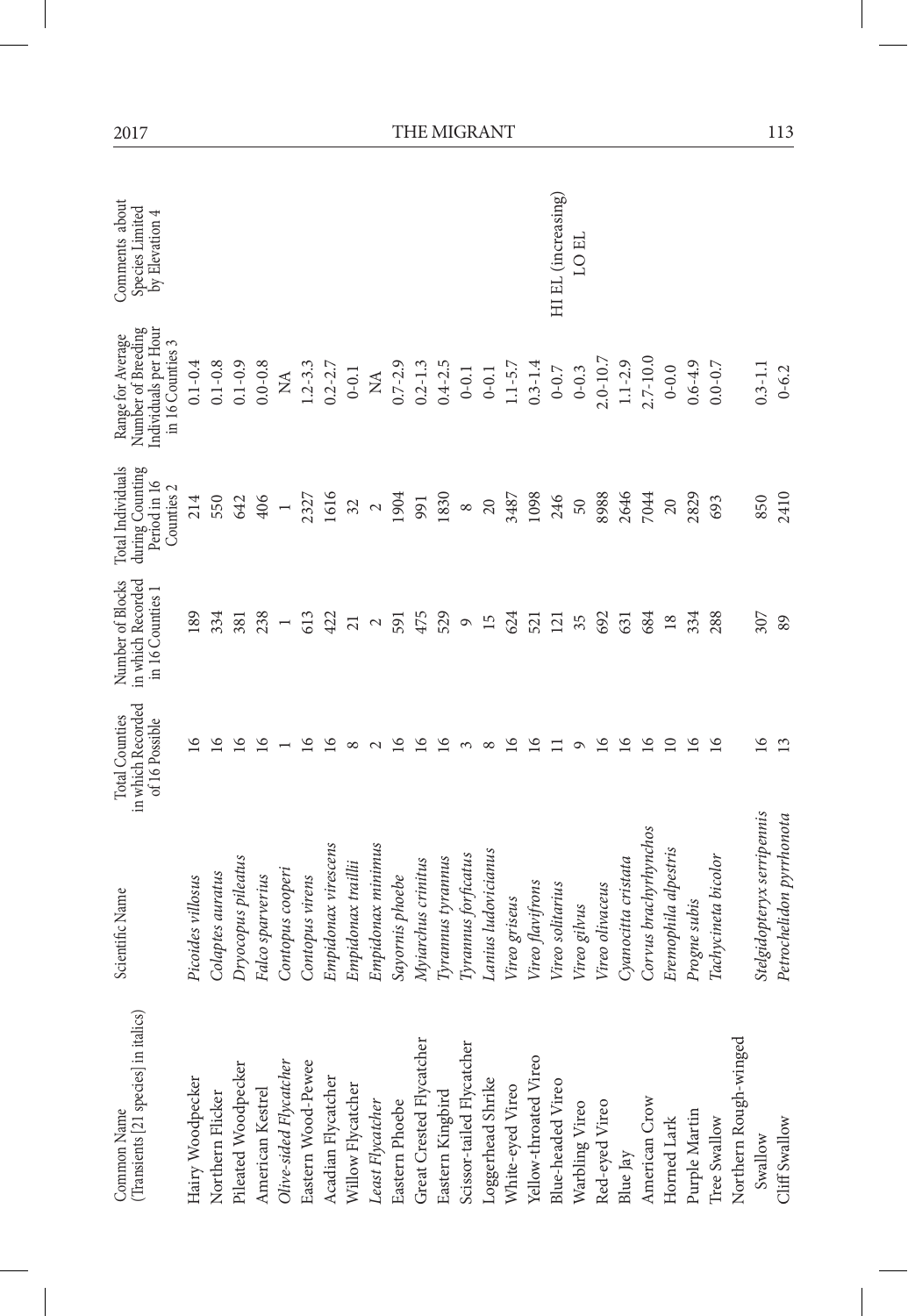| Common Name (Transients [21 species] in italics) | Scientific Name | Total Counties in which Recorded of 16 Possible | Number of Blocks in which Recorded in 16 Counties 1 | Total Individuals during Counting Period in 16 Counties 2 | Range for Average Number of Breeding Individuals per Hour in 16 Counties 3 | Comments about Species Limited by Elevation 4 |
|---|---|---|---|---|---|---|
| Hairy Woodpecker | *Picoides villosus* | 16 | 189 | 214 | 0.1-0.4 | |
| Northern Flicker | *Colaptes auratus* | 16 | 334 | 550 | 0.1-0.8 | |
| Pileated Woodpecker | *Dryocopus pileatus* | 16 | 381 | 642 | 0.1-0.9 | |
| American Kestrel | *Falco sparverius* | 16 | 238 | 406 | 0.0-0.8 | |
| *Olive-sided Flycatcher* | *Contopus cooperi* | 1 | 1 | 1 | NA | |
| Eastern Wood-Pewee | *Contopus virens* | 16 | 613 | 2327 | 1.2-3.3 | |
| Acadian Flycatcher | *Empidonax virescens* | 16 | 422 | 1616 | 0.2-2.7 | |
| Willow Flycatcher | *Empidonax traillii* | 8 | 21 | 32 | 0-0.1 | |
| *Least Flycatcher* | *Empidonax minimus* | 2 | 2 | 2 | NA | |
| Eastern Phoebe | *Sayornis phoebe* | 16 | 591 | 1904 | 0.7-2.9 | |
| Great Crested Flycatcher | *Myiarchus crinitus* | 16 | 475 | 991 | 0.2-1.3 | |
| Eastern Kingbird | *Tyrannus tyrannus* | 16 | 529 | 1830 | 0.4-2.5 | |
| Scissor-tailed Flycatcher | *Tyrannus forficatus* | 3 | 9 | 8 | 0-0.1 | |
| Loggerhead Shrike | *Lanius ludovicianus* | 8 | 15 | 20 | 0-0.1 | |
| White-eyed Vireo | *Vireo griseus* | 16 | 624 | 3487 | 1.1-5.7 | |
| Yellow-throated Vireo | *Vireo flavifrons* | 16 | 521 | 1098 | 0.3-1.4 | |
| Blue-headed Vireo | *Vireo solitarius* | 11 | 121 | 246 | 0-0.7 | HI EL (increasing) |
| Warbling Vireo | *Vireo gilvus* | 9 | 35 | 50 | 0-0.3 | LO EL |
| Red-eyed Vireo | *Vireo olivaceus* | 16 | 692 | 8988 | 2.0-10.7 | |
| Blue Jay | *Cyanocitta cristata* | 16 | 631 | 2646 | 1.1-2.9 | |
| American Crow | *Corvus brachyrhynchos* | 16 | 684 | 7044 | 2.7-10.0 | |
| Horned Lark | *Eremophila alpestris* | 10 | 18 | 20 | 0-0.0 | |
| Purple Martin | *Progne subis* | 16 | 334 | 2829 | 0.6-4.9 | |
| Tree Swallow | *Tachycineta bicolor* | 16 | 288 | 693 | 0.0-0.7 | |
| Northern Rough-winged Swallow | *Stelgidopteryx serripennis* | 16 | 307 | 850 | 0.3-1.1 | |
| Cliff Swallow | *Petrochelidon pyrrhonota* | 13 | 89 | 2410 | 0-6.2 | |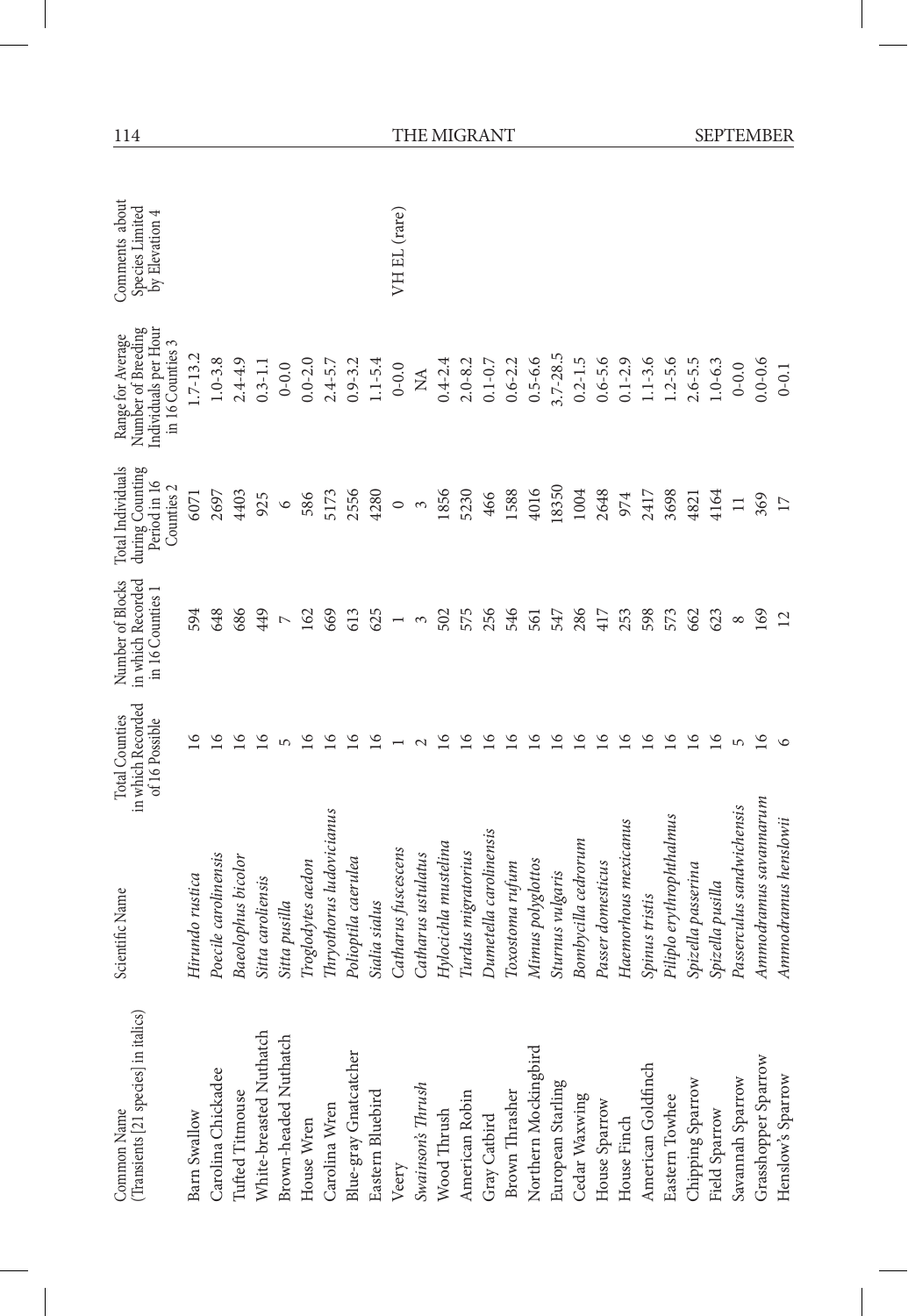| Common Name (Transients [21 species] in italics) | Scientific Name | Total Counties in which Recorded of 16 Possible | Number of Blocks in which Recorded in 16 Counties 1 | Total Individuals during Counting Period in 16 Counties 2 | Range for Average Number of Breeding Individuals per Hour in 16 Counties 3 | Comments about Species Limited by Elevation 4 |
|---|---|---|---|---|---|---|
| Barn Swallow | *Hirundo rustica* | 16 | 594 | 6071 | 1.7-13.2 | |
| Carolina Chickadee | *Poecile carolinensis* | 16 | 648 | 2697 | 1.0-3.8 | |
| Tufted Titmouse | *Baeolophus bicolor* | 16 | 686 | 4403 | 2.4-4.9 | |
| White-breasted Nuthatch | *Sitta carolinensis* | 16 | 449 | 925 | 0.3-1.1 | |
| Brown-headed Nuthatch | *Sitta pusilla* | 5 | 7 | 6 | 0-0.0 | |
| House Wren | *Troglodytes aedon* | 16 | 162 | 586 | 0.0-2.0 | |
| Carolina Wren | *Thryothorus ludovicianus* | 16 | 669 | 5173 | 2.4-5.7 | |
| Blue-gray Gnatcatcher | *Polioptila caerulea* | 16 | 613 | 2556 | 0.9-3.2 | |
| Eastern Bluebird | *Sialia sialus* | 16 | 625 | 4280 | 1.1-5.4 | |
| Veery | *Catharus fuscescens* | 1 | 1 | 0 | 0-0.0 | VH EL (rare) |
| *Swainson's Thrush* | *Catharus ustulatus* | 2 | 3 | 3 | NA | |
| Wood Thrush | *Hylocichla mustelina* | 16 | 502 | 1856 | 0.4-2.4 | |
| American Robin | *Turdus migratorius* | 16 | 575 | 5230 | 2.0-8.2 | |
| Gray Catbird | *Dumetella carolinensis* | 16 | 256 | 466 | 0.1-0.7 | |
| Brown Thrasher | *Toxostoma rufum* | 16 | 546 | 1588 | 0.6-2.2 | |
| Northern Mockingbird | *Mimus polyglottos* | 16 | 561 | 4016 | 0.5-6.6 | |
| European Starling | *Sturnus vulgaris* | 16 | 547 | 18350 | 3.7-28.5 | |
| Cedar Waxwing | *Bombycilla cedrorum* | 16 | 286 | 1004 | 0.2-1.5 | |
| House Sparrow | *Passer domesticus* | 16 | 417 | 2648 | 0.6-5.6 | |
| House Finch | *Haemorhous mexicanus* | 16 | 253 | 974 | 0.1-2.9 | |
| American Goldfinch | *Spinus tristis* | 16 | 598 | 2417 | 1.1-3.6 | |
| Eastern Towhee | *Piliplo erythrophthalmus* | 16 | 573 | 3698 | 1.2-5.6 | |
| Chipping Sparrow | *Spizella passerina* | 16 | 662 | 4821 | 2.6-5.5 | |
| Field Sparrow | *Spizella pusilla* | 16 | 623 | 4164 | 1.0-6.3 | |
| Savannah Sparrow | *Passerculus sandwichensis* | 5 | 8 | 11 | 0-0.0 | |
| Grasshopper Sparrow | *Ammodramus savannarum* | 16 | 169 | 369 | 0.0-0.6 | |
| Henslow's Sparrow | *Ammodramus henslowii* | 6 | 12 | 17 | 0-0.1 | |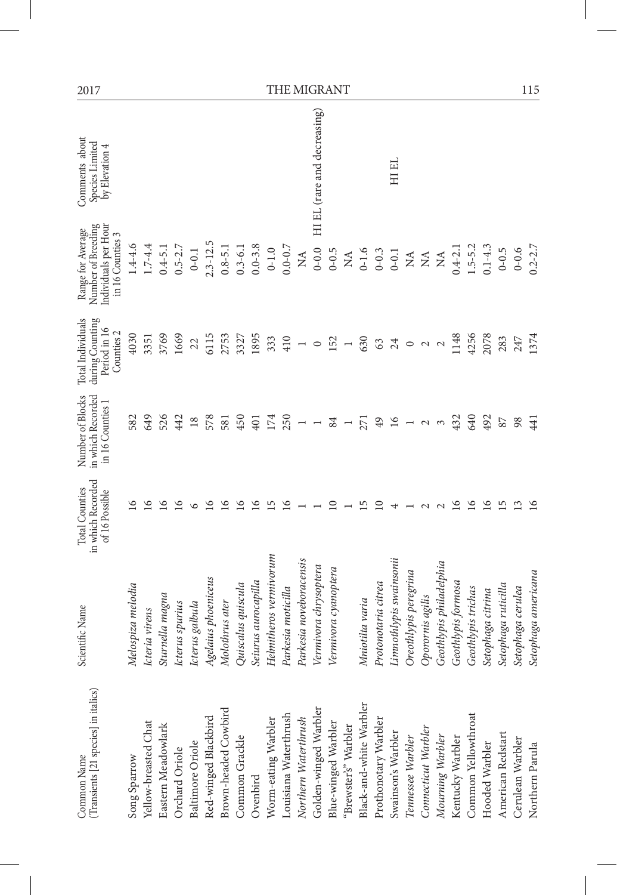| Common Name (Transients [21 species] in italics) | Scientific Name | Total Counties in which Recorded of 16 Possible | Number of Blocks in which Recorded in 16 Counties 1 | Total Individuals during Counting Period in 16 Counties 2 | Range for Average Number of Breeding Individuals per Hour in 16 Counties 3 | Comments about Species Limited by Elevation 4 |
|---|---|---|---|---|---|---|
| Song Sparrow | *Melospiza melodia* | 16 | 582 | 4030 | 1.4-4.6 | |
| Yellow-breasted Chat | *Icteria virens* | 16 | 649 | 3351 | 1.7-4.4 | |
| Eastern Meadowlark | *Sturnella magna* | 16 | 526 | 3769 | 0.4-5.1 | |
| Orchard Oriole | *Icterus spurius* | 16 | 442 | 1669 | 0.5-2.7 | |
| Baltimore Oriole | *Icterus galbula* | 6 | 18 | 22 | 0-0.1 | |
| Red-winged Blackbird | *Agelaius phoeniceus* | 16 | 578 | 6115 | 2.3-12.5 | |
| Brown-headed Cowbird | *Molothrus ater* | 16 | 581 | 2753 | 0.8-5.1 | |
| Common Grackle | *Quiscalus quiscula* | 16 | 450 | 3327 | 0.3-6.1 | |
| Ovenbird | *Seiurus aurocapilla* | 16 | 401 | 1895 | 0.0-3.8 | |
| Worm-eating Warbler | *Helmitheros vermivorum* | 15 | 174 | 333 | 0-1.0 | |
| Louisiana Waterthrush | *Parkesia motacilla* | 16 | 250 | 410 | 0.0-0.7 | |
| *Northern Waterthrush* | *Parkesia noveboracensis* | 1 | 1 | 1 | NA | |
| Golden-winged Warbler | *Vermivora chrysoptera* | 1 | 1 | 0 | 0-0.0 | HI EL (rare and decreasing) |
| Blue-winged Warbler | *Vermivora cyanoptera* | 10 | 84 | 152 | 0-0.5 | |
| "Brewster's" Warbler | | 1 | 1 | 1 | NA | |
| Black-and-white Warbler | *Mniotilta varia* | 15 | 271 | 630 | 0-1.6 | |
| Prothonotary Warbler | *Protonotaria citrea* | 10 | 49 | 63 | 0-0.3 | |
| Swainson's Warbler | *Limnothlypis swainsonii* | 4 | 16 | 24 | 0-0.1 | HI EL |
| *Tennessee Warbler* | *Oreothlypis peregrina* | 1 | 1 | 0 | NA | |
| *Connecticut Warbler* | *Oporornis agilis* | 2 | 2 | 2 | NA | |
| *Mourning Warbler* | *Geothlypis philadelphia* | 2 | 3 | 2 | NA | |
| Kentucky Warbler | *Geothlypis formosa* | 16 | 432 | 1148 | 0.4-2.1 | |
| Common Yellowthroat | *Geothlypis trichas* | 16 | 640 | 4256 | 1.5-5.2 | |
| Hooded Warbler | *Setophaga citrina* | 16 | 492 | 2078 | 0.1-4.3 | |
| American Redstart | *Setophaga ruticilla* | 15 | 87 | 283 | 0-0.5 | |
| Cerulean Warbler | *Setophaga cerulea* | 13 | 98 | 247 | 0-0.6 | |
| Northern Parula | *Setophaga americana* | 16 | 441 | 1374 | 0.2-2.7 | |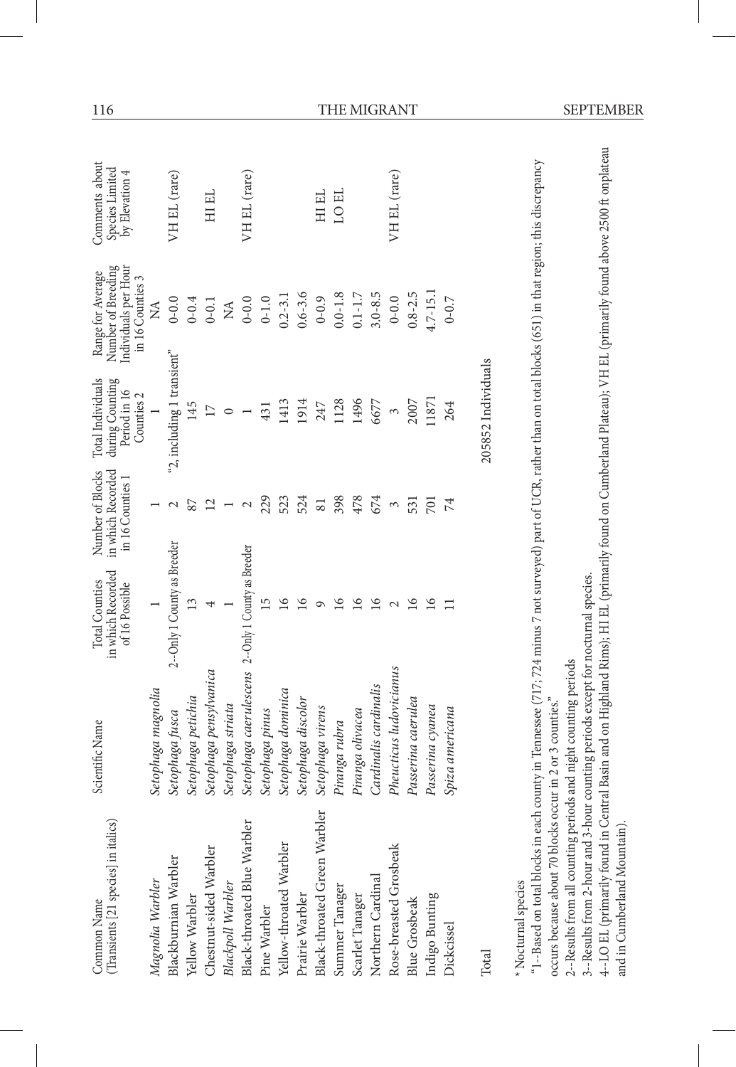| Common Name (Transients [21 species] in italics) | Scientific Name | Total Counties in which Recorded of 16 Possible | Number of Blocks in which Recorded in 16 Counties 1 | Total Individuals during Counting Period in 16 Counties 2 | Range for Average Number of Breeding Individuals per Hour in 16 Counties 3 | Comments about Species Limited by Elevation 4 |
|---|---|---|---|---|---|---|
| *Magnolia Warbler* | *Setophaga magnolia* | 1 | 1 | 1 | NA | |
| Blackburnian Warbler | *Setophaga fusca* | 2--Only 1 County as Breeder | 2 | "2, including 1 transient" | 0-0.0 | VH EL (rare) |
| Yellow Warbler | *Setophaga petichia* | 13 | 87 | 145 | 0-0.4 | |
| Chestnut-sided Warbler | *Setophaga pensylvanica* | 4 | 12 | 17 | 0-0.1 | HI EL |
| *Blackpoll Warbler* | *Setophaga striata* | 1 | 1 | 0 | NA | |
| Black-throated Blue Warbler | *Setophaga caerulescens* | 2--Only 1 County as Breeder | 2 | 1 | 0-0.0 | VH EL (rare) |
| Pine Warbler | *Setophaga pinus* | 15 | 229 | 431 | 0-1.0 | |
| Yellow-throated Warbler | *Setophaga dominica* | 16 | 523 | 1413 | 0.2-3.1 | |
| Prairie Warbler | *Setophaga discolor* | 16 | 524 | 1914 | 0.6-3.6 | |
| Black-throated Green Warbler | *Setophaga virens* | 9 | 81 | 247 | 0-0.9 | HI EL |
| Summer Tanager | *Piranga rubra* | 16 | 398 | 1128 | 0.0-1.8 | LO EL |
| Scarlet Tanager | *Piranga olivacea* | 16 | 478 | 1496 | 0.1-1.7 | |
| Northern Cardinal | *Cardinalis cardinalis* | 16 | 674 | 6677 | 3.0-8.5 | |
| Rose-breasted Grosbeak | *Pheucticus ludovicianus* | 2 | 3 | 3 | 0-0.0 | VH EL (rare) |
| Blue Grosbeak | *Passerina caerulea* | 16 | 531 | 2007 | 0.8-2.5 | |
| Indigo Bunting | *Passerina cyanea* | 16 | 701 | 11871 | 4.7-15.1 | |
| Dickcissel | *Spiza americana* | 11 | 74 | 264 | 0-0.7 | |
| Total | | | | 205852 Individuals | | |

\* Nocturnal species

"1--Based on total blocks in each county in Tennessee (717; 724 minus 7 not surveyed) part of UCR, rather than on total blocks (651) in that region; this discrepancy occurs because about 70 blocks occur in 2 or 3 counties."

2--Results from all counting periods and night counting periods

3--Results from 2-hour and 3-hour counting periods except for nocturnal species.

4--LO EL (primarily found in Central Basin and on Highland Rims); HI EL (primarily found on Cumberland Plateau); VH EL (primarily found above 2500 ft onplateau and in Cumberland Mountain).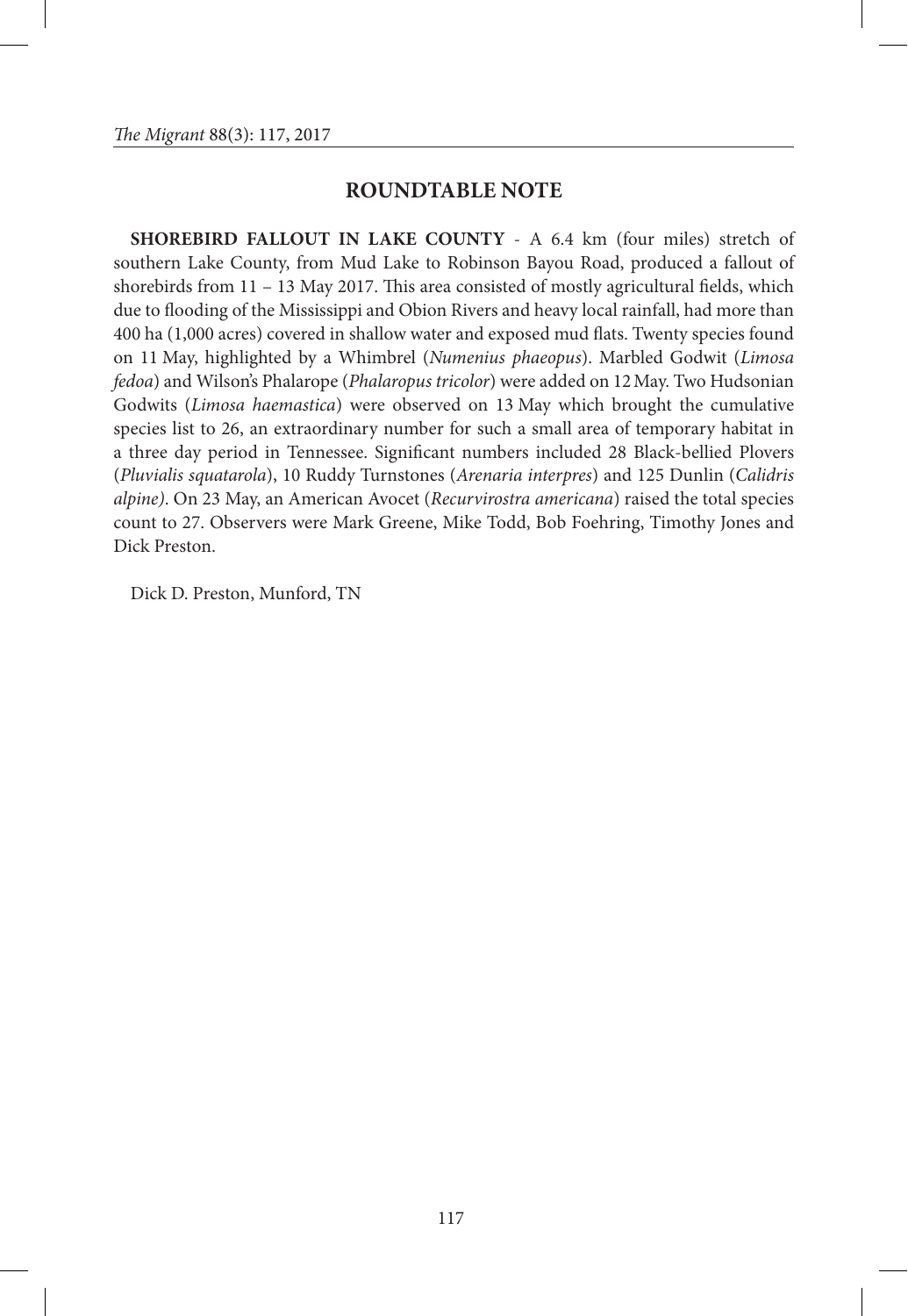## ROUNDTABLE NOTE

**SHOREBIRD FALLOUT IN LAKE COUNTY** - A 6.4 km (four miles) stretch of southern Lake County, from Mud Lake to Robinson Bayou Road, produced a fallout of shorebirds from 11 – 13 May 2017. This area consisted of mostly agricultural fields, which due to flooding of the Mississippi and Obion Rivers and heavy local rainfall, had more than 400 ha (1,000 acres) covered in shallow water and exposed mud flats. Twenty species found on 11 May, highlighted by a Whimbrel (*Numenius phaeopus*). Marbled Godwit (*Limosa fedoa*) and Wilson's Phalarope (*Phalaropus tricolor*) were added on 12 May. Two Hudsonian Godwits (*Limosa haemastica*) were observed on 13 May which brought the cumulative species list to 26, an extraordinary number for such a small area of temporary habitat in a three day period in Tennessee. Significant numbers included 28 Black-bellied Plovers (*Pluvialis squatarola*), 10 Ruddy Turnstones (*Arenaria interpres*) and 125 Dunlin (*Calidris alpine)*. On 23 May, an American Avocet (*Recurvirostra americana*) raised the total species count to 27. Observers were Mark Greene, Mike Todd, Bob Foehring, Timothy Jones and Dick Preston.

Dick D. Preston, Munford, TN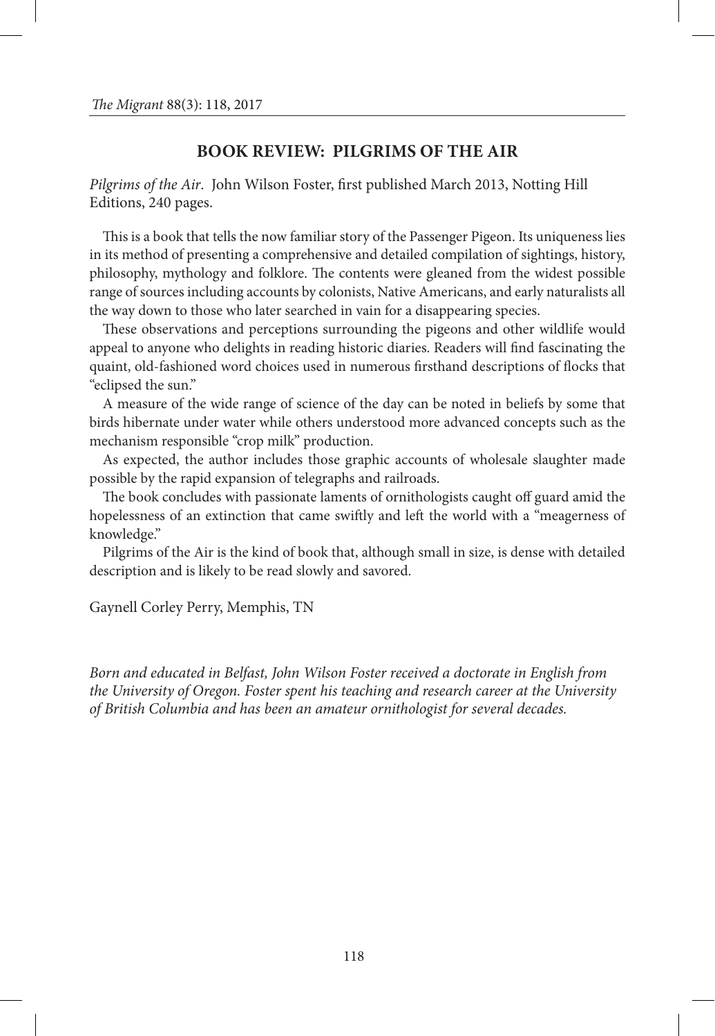## BOOK REVIEW: PILGRIMS OF THE AIR

*Pilgrims of the Air*. John Wilson Foster, first published March 2013, Notting Hill Editions, 240 pages.

This is a book that tells the now familiar story of the Passenger Pigeon. Its uniqueness lies in its method of presenting a comprehensive and detailed compilation of sightings, history, philosophy, mythology and folklore. The contents were gleaned from the widest possible range of sources including accounts by colonists, Native Americans, and early naturalists all the way down to those who later searched in vain for a disappearing species.

These observations and perceptions surrounding the pigeons and other wildlife would appeal to anyone who delights in reading historic diaries. Readers will find fascinating the quaint, old-fashioned word choices used in numerous firsthand descriptions of flocks that "eclipsed the sun."

A measure of the wide range of science of the day can be noted in beliefs by some that birds hibernate under water while others understood more advanced concepts such as the mechanism responsible "crop milk" production.

As expected, the author includes those graphic accounts of wholesale slaughter made possible by the rapid expansion of telegraphs and railroads.

The book concludes with passionate laments of ornithologists caught off guard amid the hopelessness of an extinction that came swiftly and left the world with a "meagerness of knowledge."

Pilgrims of the Air is the kind of book that, although small in size, is dense with detailed description and is likely to be read slowly and savored.

Gaynell Corley Perry, Memphis, TN

*Born and educated in Belfast, John Wilson Foster received a doctorate in English from the University of Oregon. Foster spent his teaching and research career at the University of British Columbia and has been an amateur ornithologist for several decades.*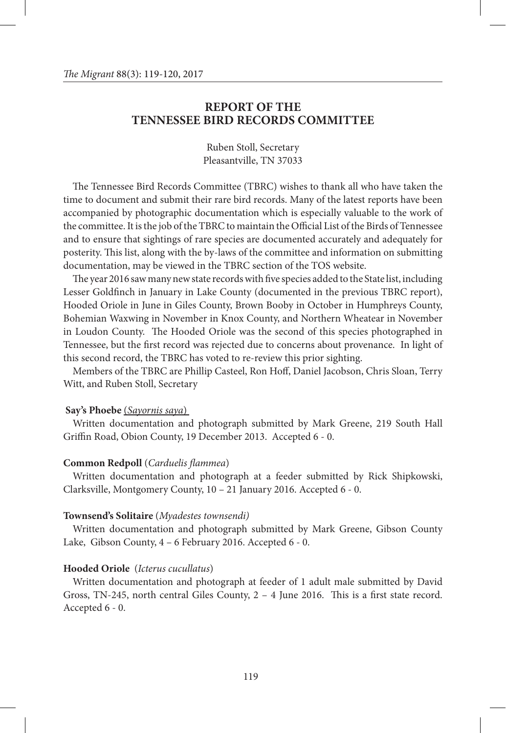# REPORT OF THE TENNESSEE BIRD RECORDS COMMITTEE

Ruben Stoll, Secretary
Pleasantville, TN 37033

The Tennessee Bird Records Committee (TBRC) wishes to thank all who have taken the time to document and submit their rare bird records. Many of the latest reports have been accompanied by photographic documentation which is especially valuable to the work of the committee. It is the job of the TBRC to maintain the Official List of the Birds of Tennessee and to ensure that sightings of rare species are documented accurately and adequately for posterity. This list, along with the by-laws of the committee and information on submitting documentation, may be viewed in the TBRC section of the TOS website.

The year 2016 saw many new state records with five species added to the State list, including Lesser Goldfinch in January in Lake County (documented in the previous TBRC report), Hooded Oriole in June in Giles County, Brown Booby in October in Humphreys County, Bohemian Waxwing in November in Knox County, and Northern Wheatear in November in Loudon County. The Hooded Oriole was the second of this species photographed in Tennessee, but the first record was rejected due to concerns about provenance. In light of this second record, the TBRC has voted to re-review this prior sighting.

Members of the TBRC are Phillip Casteel, Ron Hoff, Daniel Jacobson, Chris Sloan, Terry Witt, and Ruben Stoll, Secretary

**Say's Phoebe** (*Sayornis saya*)

Written documentation and photograph submitted by Mark Greene, 219 South Hall Griffin Road, Obion County, 19 December 2013. Accepted 6 - 0.

**Common Redpoll** (*Carduelis flammea*)

Written documentation and photograph at a feeder submitted by Rick Shipkowski, Clarksville, Montgomery County, 10 – 21 January 2016. Accepted 6 - 0.

**Townsend's Solitaire** (*Myadestes townsendi)*

Written documentation and photograph submitted by Mark Greene, Gibson County Lake, Gibson County, 4 – 6 February 2016. Accepted 6 - 0.

**Hooded Oriole** (*Icterus cucullatus*)

Written documentation and photograph at feeder of 1 adult male submitted by David Gross, TN-245, north central Giles County, 2 – 4 June 2016. This is a first state record. Accepted 6 - 0.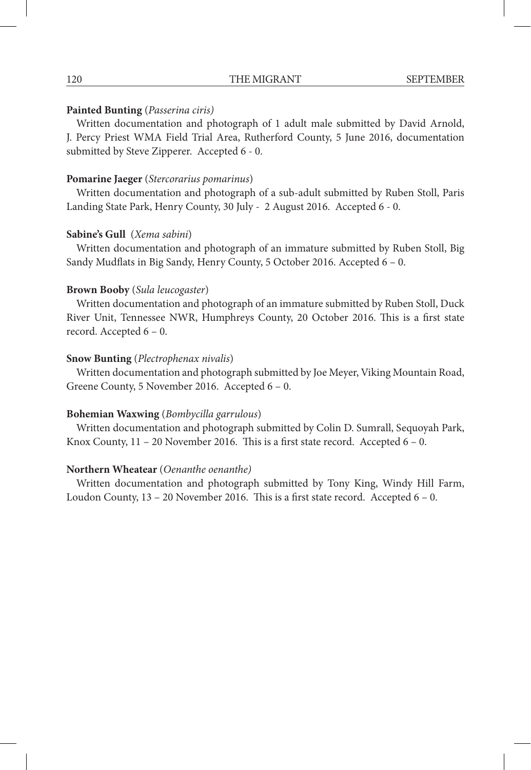**Painted Bunting** (*Passerina ciris)*

Written documentation and photograph of 1 adult male submitted by David Arnold, J. Percy Priest WMA Field Trial Area, Rutherford County, 5 June 2016, documentation submitted by Steve Zipperer. Accepted 6 - 0.

**Pomarine Jaeger** (*Stercorarius pomarinus*)

Written documentation and photograph of a sub-adult submitted by Ruben Stoll, Paris Landing State Park, Henry County, 30 July - 2 August 2016. Accepted 6 - 0.

**Sabine's Gull** (*Xema sabini*)

Written documentation and photograph of an immature submitted by Ruben Stoll, Big Sandy Mudflats in Big Sandy, Henry County, 5 October 2016. Accepted 6 – 0.

**Brown Booby** (*Sula leucogaster*)

Written documentation and photograph of an immature submitted by Ruben Stoll, Duck River Unit, Tennessee NWR, Humphreys County, 20 October 2016. This is a first state record. Accepted 6 – 0.

**Snow Bunting** (*Plectrophenax nivalis*)

Written documentation and photograph submitted by Joe Meyer, Viking Mountain Road, Greene County, 5 November 2016. Accepted 6 – 0.

**Bohemian Waxwing** (*Bombycilla garrulous*)

Written documentation and photograph submitted by Colin D. Sumrall, Sequoyah Park, Knox County, 11 – 20 November 2016. This is a first state record. Accepted 6 – 0.

**Northern Wheatear** (*Oenanthe oenanthe)*

Written documentation and photograph submitted by Tony King, Windy Hill Farm, Loudon County, 13 – 20 November 2016. This is a first state record. Accepted 6 – 0.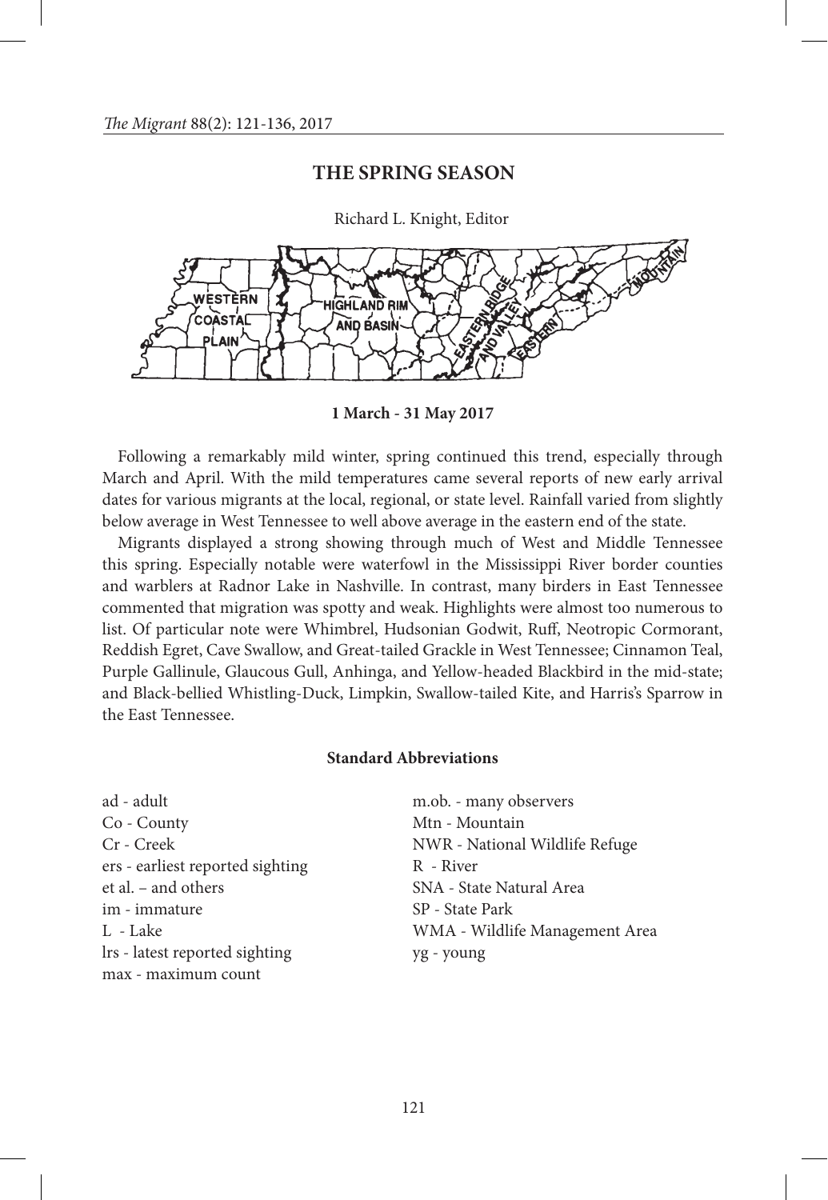# THE SPRING SEASON

Richard L. Knight, Editor

**1 March - 31 May 2017**

Following a remarkably mild winter, spring continued this trend, especially through March and April. With the mild temperatures came several reports of new early arrival dates for various migrants at the local, regional, or state level. Rainfall varied from slightly below average in West Tennessee to well above average in the eastern end of the state.

Migrants displayed a strong showing through much of West and Middle Tennessee this spring. Especially notable were waterfowl in the Mississippi River border counties and warblers at Radnor Lake in Nashville. In contrast, many birders in East Tennessee commented that migration was spotty and weak. Highlights were almost too numerous to list. Of particular note were Whimbrel, Hudsonian Godwit, Ruff, Neotropic Cormorant, Reddish Egret, Cave Swallow, and Great-tailed Grackle in West Tennessee; Cinnamon Teal, Purple Gallinule, Glaucous Gull, Anhinga, and Yellow-headed Blackbird in the mid-state; and Black-bellied Whistling-Duck, Limpkin, Swallow-tailed Kite, and Harris's Sparrow in the East Tennessee.

### Standard Abbreviations

ad - adult
Co - County
Cr - Creek
ers - earliest reported sighting
et al. – and others
im - immature
L - Lake
lrs - latest reported sighting
max - maximum count
m.ob. - many observers
Mtn - Mountain
NWR - National Wildlife Refuge
R - River
SNA - State Natural Area
SP - State Park
WMA - Wildlife Management Area
yg - young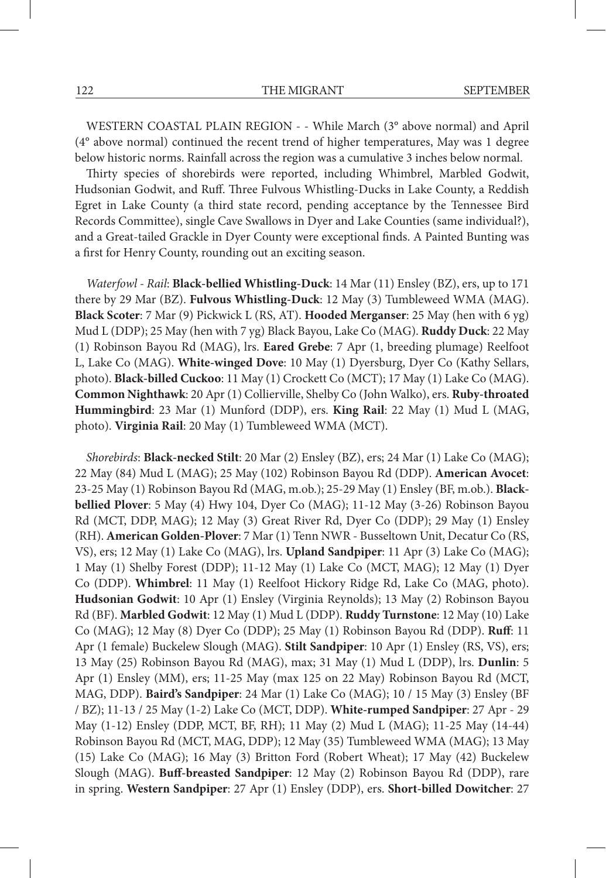WESTERN COASTAL PLAIN REGION - - While March (3° above normal) and April (4° above normal) continued the recent trend of higher temperatures, May was 1 degree below historic norms. Rainfall across the region was a cumulative 3 inches below normal.

Thirty species of shorebirds were reported, including Whimbrel, Marbled Godwit, Hudsonian Godwit, and Ruff. Three Fulvous Whistling-Ducks in Lake County, a Reddish Egret in Lake County (a third state record, pending acceptance by the Tennessee Bird Records Committee), single Cave Swallows in Dyer and Lake Counties (same individual?), and a Great-tailed Grackle in Dyer County were exceptional finds. A Painted Bunting was a first for Henry County, rounding out an exciting season.

*Waterfowl - Rail*: **Black-bellied Whistling-Duck**: 14 Mar (11) Ensley (BZ), ers, up to 171 there by 29 Mar (BZ). **Fulvous Whistling-Duck**: 12 May (3) Tumbleweed WMA (MAG). **Black Scoter**: 7 Mar (9) Pickwick L (RS, AT). **Hooded Merganser**: 25 May (hen with 6 yg) Mud L (DDP); 25 May (hen with 7 yg) Black Bayou, Lake Co (MAG). **Ruddy Duck**: 22 May (1) Robinson Bayou Rd (MAG), lrs. **Eared Grebe**: 7 Apr (1, breeding plumage) Reelfoot L, Lake Co (MAG). **White-winged Dove**: 10 May (1) Dyersburg, Dyer Co (Kathy Sellars, photo). **Black-billed Cuckoo**: 11 May (1) Crockett Co (MCT); 17 May (1) Lake Co (MAG). **Common Nighthawk**: 20 Apr (1) Collierville, Shelby Co (John Walko), ers. **Ruby-throated Hummingbird**: 23 Mar (1) Munford (DDP), ers. **King Rail**: 22 May (1) Mud L (MAG, photo). **Virginia Rail**: 20 May (1) Tumbleweed WMA (MCT).

*Shorebirds*: **Black-necked Stilt**: 20 Mar (2) Ensley (BZ), ers; 24 Mar (1) Lake Co (MAG); 22 May (84) Mud L (MAG); 25 May (102) Robinson Bayou Rd (DDP). **American Avocet**: 23-25 May (1) Robinson Bayou Rd (MAG, m.ob.); 25-29 May (1) Ensley (BF, m.ob.). **Black-bellied Plover**: 5 May (4) Hwy 104, Dyer Co (MAG); 11-12 May (3-26) Robinson Bayou Rd (MCT, DDP, MAG); 12 May (3) Great River Rd, Dyer Co (DDP); 29 May (1) Ensley (RH). **American Golden-Plover**: 7 Mar (1) Tenn NWR - Busseltown Unit, Decatur Co (RS, VS), ers; 12 May (1) Lake Co (MAG), lrs. **Upland Sandpiper**: 11 Apr (3) Lake Co (MAG); 1 May (1) Shelby Forest (DDP); 11-12 May (1) Lake Co (MCT, MAG); 12 May (1) Dyer Co (DDP). **Whimbrel**: 11 May (1) Reelfoot Hickory Ridge Rd, Lake Co (MAG, photo). **Hudsonian Godwit**: 10 Apr (1) Ensley (Virginia Reynolds); 13 May (2) Robinson Bayou Rd (BF). **Marbled Godwit**: 12 May (1) Mud L (DDP). **Ruddy Turnstone**: 12 May (10) Lake Co (MAG); 12 May (8) Dyer Co (DDP); 25 May (1) Robinson Bayou Rd (DDP). **Ruff**: 11 Apr (1 female) Buckelew Slough (MAG). **Stilt Sandpiper**: 10 Apr (1) Ensley (RS, VS), ers; 13 May (25) Robinson Bayou Rd (MAG), max; 31 May (1) Mud L (DDP), lrs. **Dunlin**: 5 Apr (1) Ensley (MM), ers; 11-25 May (max 125 on 22 May) Robinson Bayou Rd (MCT, MAG, DDP). **Baird's Sandpiper**: 24 Mar (1) Lake Co (MAG); 10 / 15 May (3) Ensley (BF / BZ); 11-13 / 25 May (1-2) Lake Co (MCT, DDP). **White-rumped Sandpiper**: 27 Apr - 29 May (1-12) Ensley (DDP, MCT, BF, RH); 11 May (2) Mud L (MAG); 11-25 May (14-44) Robinson Bayou Rd (MCT, MAG, DDP); 12 May (35) Tumbleweed WMA (MAG); 13 May (15) Lake Co (MAG); 16 May (3) Britton Ford (Robert Wheat); 17 May (42) Buckelew Slough (MAG). **Buff-breasted Sandpiper**: 12 May (2) Robinson Bayou Rd (DDP), rare in spring. **Western Sandpiper**: 27 Apr (1) Ensley (DDP), ers. **Short-billed Dowitcher**: 27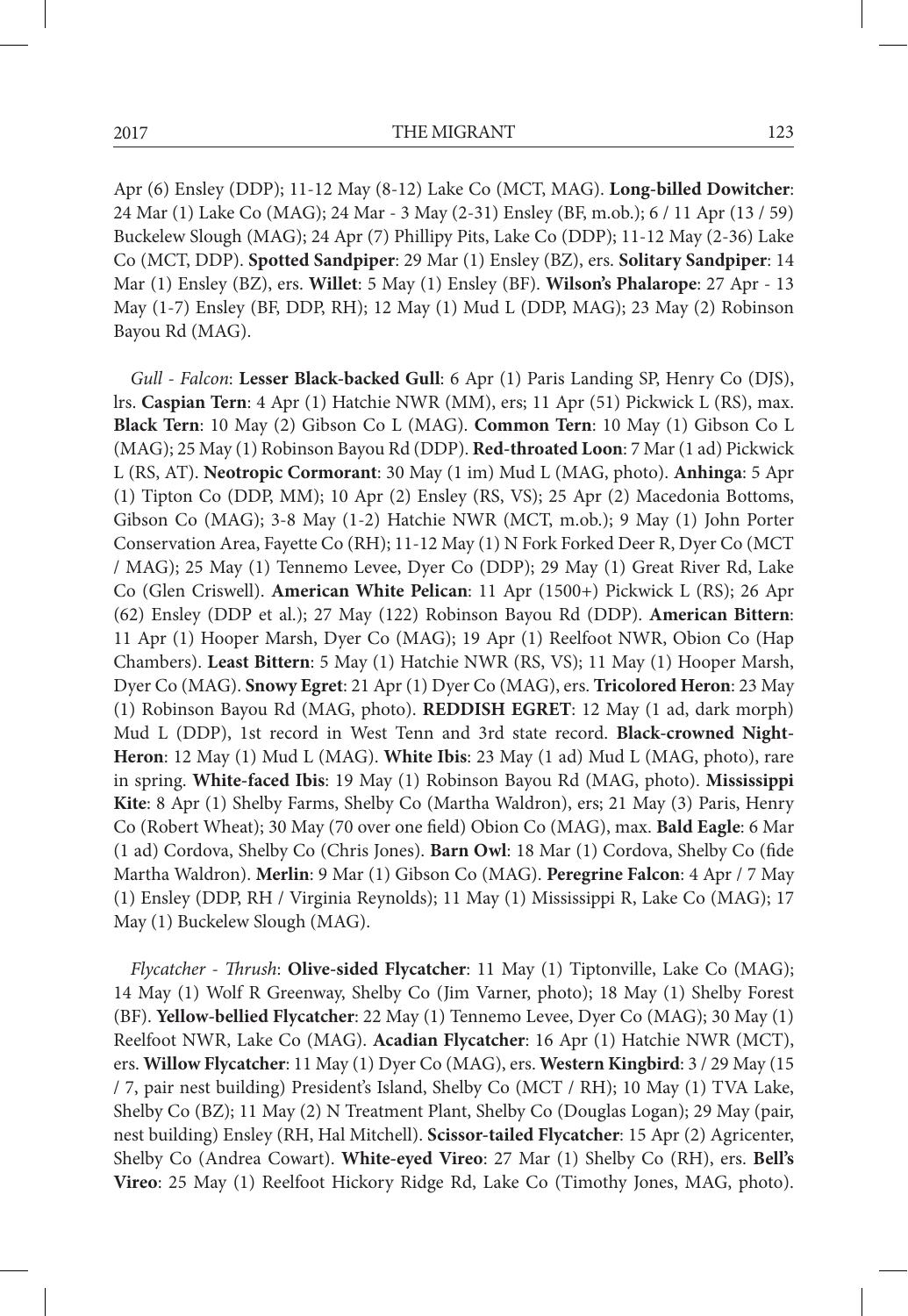Apr (6) Ensley (DDP); 11-12 May (8-12) Lake Co (MCT, MAG). **Long-billed Dowitcher**: 24 Mar (1) Lake Co (MAG); 24 Mar - 3 May (2-31) Ensley (BF, m.ob.); 6 / 11 Apr (13 / 59) Buckelew Slough (MAG); 24 Apr (7) Phillipy Pits, Lake Co (DDP); 11-12 May (2-36) Lake Co (MCT, DDP). **Spotted Sandpiper**: 29 Mar (1) Ensley (BZ), ers. **Solitary Sandpiper**: 14 Mar (1) Ensley (BZ), ers. **Willet**: 5 May (1) Ensley (BF). **Wilson's Phalarope**: 27 Apr - 13 May (1-7) Ensley (BF, DDP, RH); 12 May (1) Mud L (DDP, MAG); 23 May (2) Robinson Bayou Rd (MAG).

*Gull - Falcon*: **Lesser Black-backed Gull**: 6 Apr (1) Paris Landing SP, Henry Co (DJS), lrs. **Caspian Tern**: 4 Apr (1) Hatchie NWR (MM), ers; 11 Apr (51) Pickwick L (RS), max. **Black Tern**: 10 May (2) Gibson Co L (MAG). **Common Tern**: 10 May (1) Gibson Co L (MAG); 25 May (1) Robinson Bayou Rd (DDP). **Red-throated Loon**: 7 Mar (1 ad) Pickwick L (RS, AT). **Neotropic Cormorant**: 30 May (1 im) Mud L (MAG, photo). **Anhinga**: 5 Apr (1) Tipton Co (DDP, MM); 10 Apr (2) Ensley (RS, VS); 25 Apr (2) Macedonia Bottoms, Gibson Co (MAG); 3-8 May (1-2) Hatchie NWR (MCT, m.ob.); 9 May (1) John Porter Conservation Area, Fayette Co (RH); 11-12 May (1) N Fork Forked Deer R, Dyer Co (MCT / MAG); 25 May (1) Tennemo Levee, Dyer Co (DDP); 29 May (1) Great River Rd, Lake Co (Glen Criswell). **American White Pelican**: 11 Apr (1500+) Pickwick L (RS); 26 Apr (62) Ensley (DDP et al.); 27 May (122) Robinson Bayou Rd (DDP). **American Bittern**: 11 Apr (1) Hooper Marsh, Dyer Co (MAG); 19 Apr (1) Reelfoot NWR, Obion Co (Hap Chambers). **Least Bittern**: 5 May (1) Hatchie NWR (RS, VS); 11 May (1) Hooper Marsh, Dyer Co (MAG). **Snowy Egret**: 21 Apr (1) Dyer Co (MAG), ers. **Tricolored Heron**: 23 May (1) Robinson Bayou Rd (MAG, photo). **REDDISH EGRET**: 12 May (1 ad, dark morph) Mud L (DDP), 1st record in West Tenn and 3rd state record. **Black-crowned Night-Heron**: 12 May (1) Mud L (MAG). **White Ibis**: 23 May (1 ad) Mud L (MAG, photo), rare in spring. **White-faced Ibis**: 19 May (1) Robinson Bayou Rd (MAG, photo). **Mississippi Kite**: 8 Apr (1) Shelby Farms, Shelby Co (Martha Waldron), ers; 21 May (3) Paris, Henry Co (Robert Wheat); 30 May (70 over one field) Obion Co (MAG), max. **Bald Eagle**: 6 Mar (1 ad) Cordova, Shelby Co (Chris Jones). **Barn Owl**: 18 Mar (1) Cordova, Shelby Co (fide Martha Waldron). **Merlin**: 9 Mar (1) Gibson Co (MAG). **Peregrine Falcon**: 4 Apr / 7 May (1) Ensley (DDP, RH / Virginia Reynolds); 11 May (1) Mississippi R, Lake Co (MAG); 17 May (1) Buckelew Slough (MAG).

*Flycatcher - Thrush*: **Olive-sided Flycatcher**: 11 May (1) Tiptonville, Lake Co (MAG); 14 May (1) Wolf R Greenway, Shelby Co (Jim Varner, photo); 18 May (1) Shelby Forest (BF). **Yellow-bellied Flycatcher**: 22 May (1) Tennemo Levee, Dyer Co (MAG); 30 May (1) Reelfoot NWR, Lake Co (MAG). **Acadian Flycatcher**: 16 Apr (1) Hatchie NWR (MCT), ers. **Willow Flycatcher**: 11 May (1) Dyer Co (MAG), ers. **Western Kingbird**: 3 / 29 May (15 / 7, pair nest building) President's Island, Shelby Co (MCT / RH); 10 May (1) TVA Lake, Shelby Co (BZ); 11 May (2) N Treatment Plant, Shelby Co (Douglas Logan); 29 May (pair, nest building) Ensley (RH, Hal Mitchell). **Scissor-tailed Flycatcher**: 15 Apr (2) Agricenter, Shelby Co (Andrea Cowart). **White-eyed Vireo**: 27 Mar (1) Shelby Co (RH), ers. **Bell's Vireo**: 25 May (1) Reelfoot Hickory Ridge Rd, Lake Co (Timothy Jones, MAG, photo).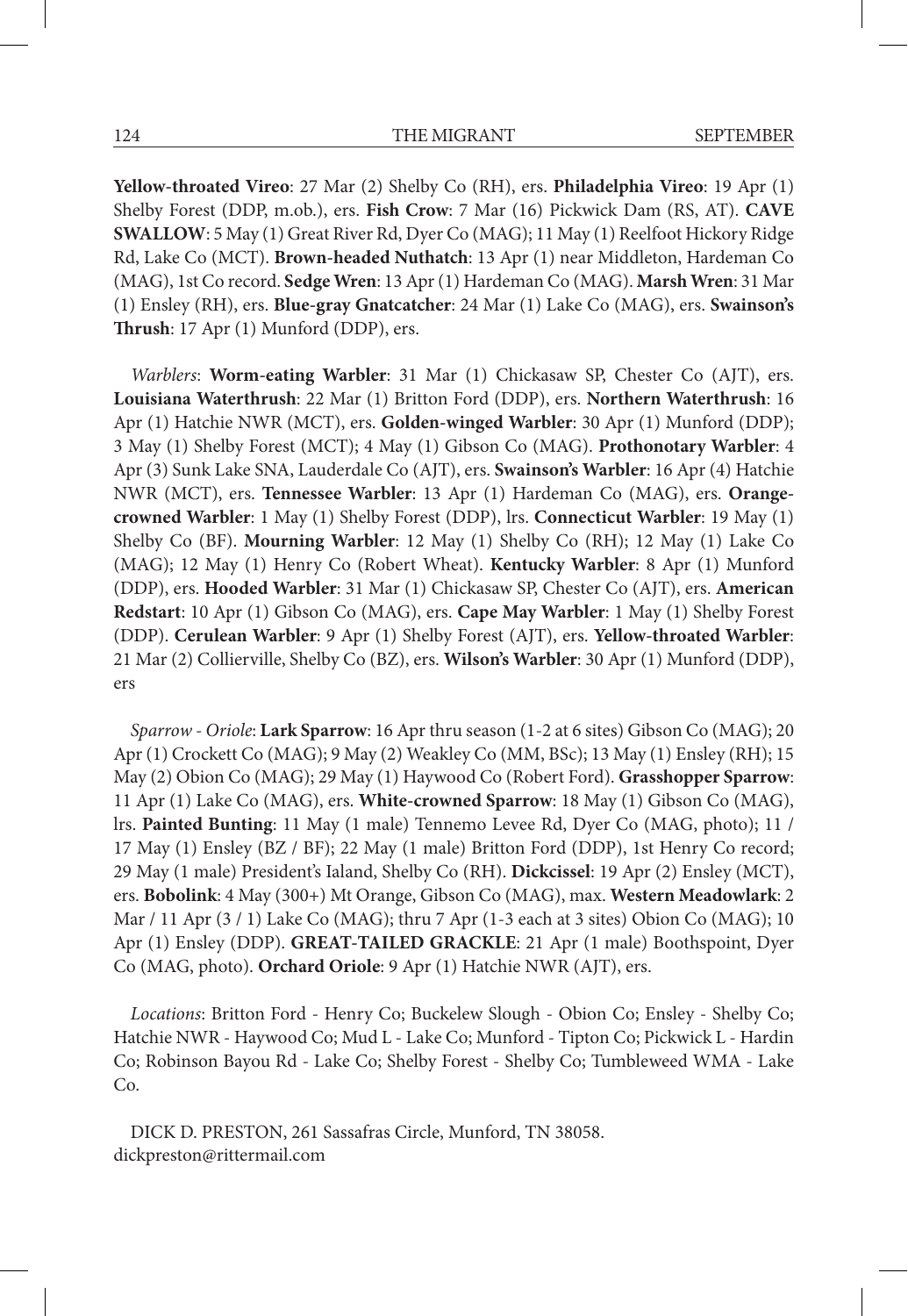**Yellow-throated Vireo**: 27 Mar (2) Shelby Co (RH), ers. **Philadelphia Vireo**: 19 Apr (1) Shelby Forest (DDP, m.ob.), ers. **Fish Crow**: 7 Mar (16) Pickwick Dam (RS, AT). **CAVE SWALLOW**: 5 May (1) Great River Rd, Dyer Co (MAG); 11 May (1) Reelfoot Hickory Ridge Rd, Lake Co (MCT). **Brown-headed Nuthatch**: 13 Apr (1) near Middleton, Hardeman Co (MAG), 1st Co record. **Sedge Wren**: 13 Apr (1) Hardeman Co (MAG). **Marsh Wren**: 31 Mar (1) Ensley (RH), ers. **Blue-gray Gnatcatcher**: 24 Mar (1) Lake Co (MAG), ers. **Swainson's Thrush**: 17 Apr (1) Munford (DDP), ers.

*Warblers*: **Worm-eating Warbler**: 31 Mar (1) Chickasaw SP, Chester Co (AJT), ers. **Louisiana Waterthrush**: 22 Mar (1) Britton Ford (DDP), ers. **Northern Waterthrush**: 16 Apr (1) Hatchie NWR (MCT), ers. **Golden-winged Warbler**: 30 Apr (1) Munford (DDP); 3 May (1) Shelby Forest (MCT); 4 May (1) Gibson Co (MAG). **Prothonotary Warbler**: 4 Apr (3) Sunk Lake SNA, Lauderdale Co (AJT), ers. **Swainson's Warbler**: 16 Apr (4) Hatchie NWR (MCT), ers. **Tennessee Warbler**: 13 Apr (1) Hardeman Co (MAG), ers. **Orange-crowned Warbler**: 1 May (1) Shelby Forest (DDP), lrs. **Connecticut Warbler**: 19 May (1) Shelby Co (BF). **Mourning Warbler**: 12 May (1) Shelby Co (RH); 12 May (1) Lake Co (MAG); 12 May (1) Henry Co (Robert Wheat). **Kentucky Warbler**: 8 Apr (1) Munford (DDP), ers. **Hooded Warbler**: 31 Mar (1) Chickasaw SP, Chester Co (AJT), ers. **American Redstart**: 10 Apr (1) Gibson Co (MAG), ers. **Cape May Warbler**: 1 May (1) Shelby Forest (DDP). **Cerulean Warbler**: 9 Apr (1) Shelby Forest (AJT), ers. **Yellow-throated Warbler**: 21 Mar (2) Collierville, Shelby Co (BZ), ers. **Wilson's Warbler**: 30 Apr (1) Munford (DDP), ers

*Sparrow - Oriole*: **Lark Sparrow**: 16 Apr thru season (1-2 at 6 sites) Gibson Co (MAG); 20 Apr (1) Crockett Co (MAG); 9 May (2) Weakley Co (MM, BSc); 13 May (1) Ensley (RH); 15 May (2) Obion Co (MAG); 29 May (1) Haywood Co (Robert Ford). **Grasshopper Sparrow**: 11 Apr (1) Lake Co (MAG), ers. **White-crowned Sparrow**: 18 May (1) Gibson Co (MAG), lrs. **Painted Bunting**: 11 May (1 male) Tennemo Levee Rd, Dyer Co (MAG, photo); 11 / 17 May (1) Ensley (BZ / BF); 22 May (1 male) Britton Ford (DDP), 1st Henry Co record; 29 May (1 male) President's Ialand, Shelby Co (RH). **Dickcissel**: 19 Apr (2) Ensley (MCT), ers. **Bobolink**: 4 May (300+) Mt Orange, Gibson Co (MAG), max. **Western Meadowlark**: 2 Mar / 11 Apr (3 / 1) Lake Co (MAG); thru 7 Apr (1-3 each at 3 sites) Obion Co (MAG); 10 Apr (1) Ensley (DDP). **GREAT-TAILED GRACKLE**: 21 Apr (1 male) Boothspoint, Dyer Co (MAG, photo). **Orchard Oriole**: 9 Apr (1) Hatchie NWR (AJT), ers.

*Locations*: Britton Ford - Henry Co; Buckelew Slough - Obion Co; Ensley - Shelby Co; Hatchie NWR - Haywood Co; Mud L - Lake Co; Munford - Tipton Co; Pickwick L - Hardin Co; Robinson Bayou Rd - Lake Co; Shelby Forest - Shelby Co; Tumbleweed WMA - Lake Co.

DICK D. PRESTON, 261 Sassafras Circle, Munford, TN 38058.
dickpreston@rittermail.com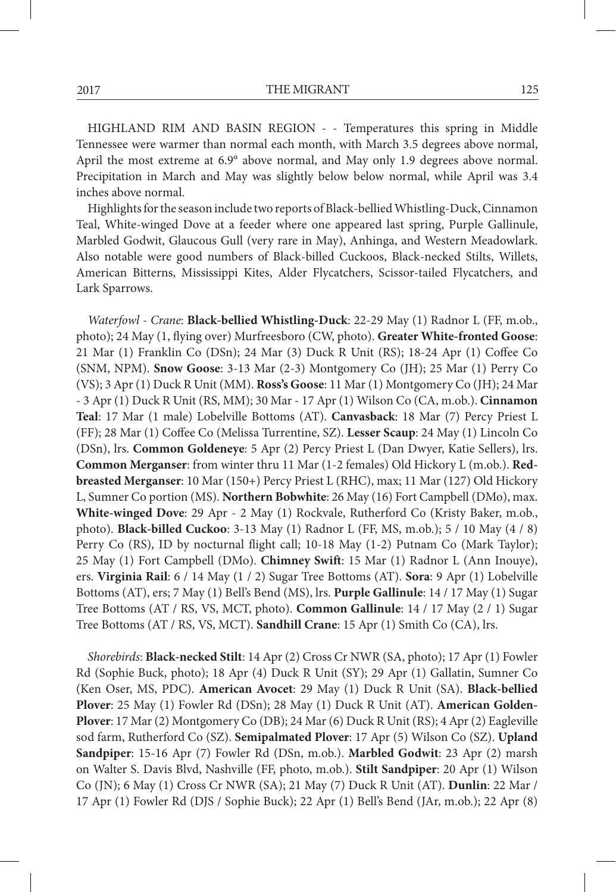HIGHLAND RIM AND BASIN REGION - - Temperatures this spring in Middle Tennessee were warmer than normal each month, with March 3.5 degrees above normal, April the most extreme at 6.9° above normal, and May only 1.9 degrees above normal. Precipitation in March and May was slightly below below normal, while April was 3.4 inches above normal.

Highlights for the season include two reports of Black-bellied Whistling-Duck, Cinnamon Teal, White-winged Dove at a feeder where one appeared last spring, Purple Gallinule, Marbled Godwit, Glaucous Gull (very rare in May), Anhinga, and Western Meadowlark. Also notable were good numbers of Black-billed Cuckoos, Black-necked Stilts, Willets, American Bitterns, Mississippi Kites, Alder Flycatchers, Scissor-tailed Flycatchers, and Lark Sparrows.

*Waterfowl - Crane*: **Black-bellied Whistling-Duck**: 22-29 May (1) Radnor L (FF, m.ob., photo); 24 May (1, flying over) Murfreesboro (CW, photo). **Greater White-fronted Goose**: 21 Mar (1) Franklin Co (DSn); 24 Mar (3) Duck R Unit (RS); 18-24 Apr (1) Coffee Co (SNM, NPM). **Snow Goose**: 3-13 Mar (2-3) Montgomery Co (JH); 25 Mar (1) Perry Co (VS); 3 Apr (1) Duck R Unit (MM). **Ross's Goose**: 11 Mar (1) Montgomery Co (JH); 24 Mar - 3 Apr (1) Duck R Unit (RS, MM); 30 Mar - 17 Apr (1) Wilson Co (CA, m.ob.). **Cinnamon Teal**: 17 Mar (1 male) Lobelville Bottoms (AT). **Canvasback**: 18 Mar (7) Percy Priest L (FF); 28 Mar (1) Coffee Co (Melissa Turrentine, SZ). **Lesser Scaup**: 24 May (1) Lincoln Co (DSn), lrs. **Common Goldeneye**: 5 Apr (2) Percy Priest L (Dan Dwyer, Katie Sellers), lrs. **Common Merganser**: from winter thru 11 Mar (1-2 females) Old Hickory L (m.ob.). **Red-breasted Merganser**: 10 Mar (150+) Percy Priest L (RHC), max; 11 Mar (127) Old Hickory L, Sumner Co portion (MS). **Northern Bobwhite**: 26 May (16) Fort Campbell (DMo), max. **White-winged Dove**: 29 Apr - 2 May (1) Rockvale, Rutherford Co (Kristy Baker, m.ob., photo). **Black-billed Cuckoo**: 3-13 May (1) Radnor L (FF, MS, m.ob.); 5 / 10 May (4 / 8) Perry Co (RS), ID by nocturnal flight call; 10-18 May (1-2) Putnam Co (Mark Taylor); 25 May (1) Fort Campbell (DMo). **Chimney Swift**: 15 Mar (1) Radnor L (Ann Inouye), ers. **Virginia Rail**: 6 / 14 May (1 / 2) Sugar Tree Bottoms (AT). **Sora**: 9 Apr (1) Lobelville Bottoms (AT), ers; 7 May (1) Bell's Bend (MS), lrs. **Purple Gallinule**: 14 / 17 May (1) Sugar Tree Bottoms (AT / RS, VS, MCT, photo). **Common Gallinule**: 14 / 17 May (2 / 1) Sugar Tree Bottoms (AT / RS, VS, MCT). **Sandhill Crane**: 15 Apr (1) Smith Co (CA), lrs.

*Shorebirds*: **Black-necked Stilt**: 14 Apr (2) Cross Cr NWR (SA, photo); 17 Apr (1) Fowler Rd (Sophie Buck, photo); 18 Apr (4) Duck R Unit (SY); 29 Apr (1) Gallatin, Sumner Co (Ken Oser, MS, PDC). **American Avocet**: 29 May (1) Duck R Unit (SA). **Black-bellied Plover**: 25 May (1) Fowler Rd (DSn); 28 May (1) Duck R Unit (AT). **American Golden-Plover**: 17 Mar (2) Montgomery Co (DB); 24 Mar (6) Duck R Unit (RS); 4 Apr (2) Eagleville sod farm, Rutherford Co (SZ). **Semipalmated Plover**: 17 Apr (5) Wilson Co (SZ). **Upland Sandpiper**: 15-16 Apr (7) Fowler Rd (DSn, m.ob.). **Marbled Godwit**: 23 Apr (2) marsh on Walter S. Davis Blvd, Nashville (FF, photo, m.ob.). **Stilt Sandpiper**: 20 Apr (1) Wilson Co (JN); 6 May (1) Cross Cr NWR (SA); 21 May (7) Duck R Unit (AT). **Dunlin**: 22 Mar / 17 Apr (1) Fowler Rd (DJS / Sophie Buck); 22 Apr (1) Bell's Bend (JAr, m.ob.); 22 Apr (8)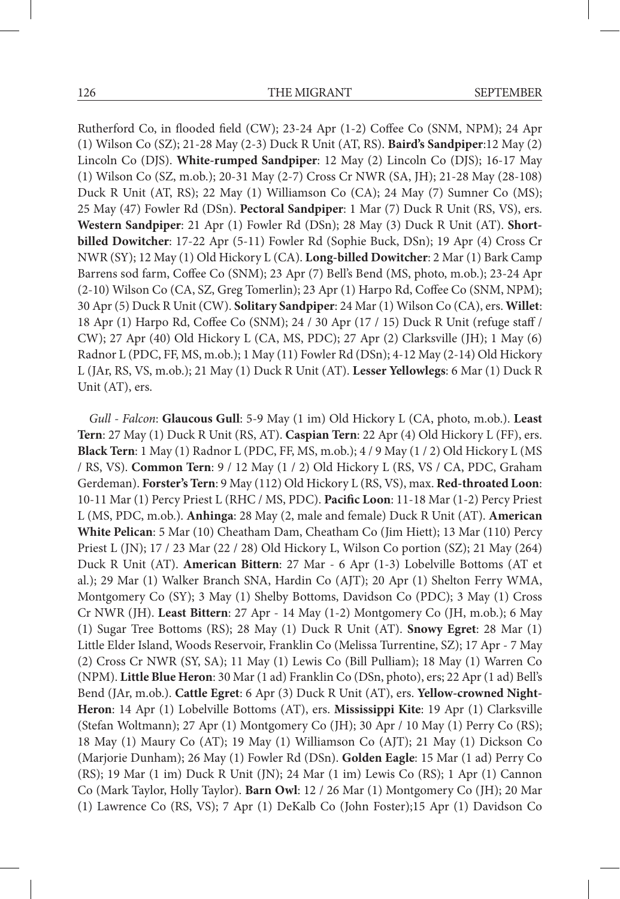Rutherford Co, in flooded field (CW); 23-24 Apr (1-2) Coffee Co (SNM, NPM); 24 Apr (1) Wilson Co (SZ); 21-28 May (2-3) Duck R Unit (AT, RS). **Baird's Sandpiper**:12 May (2) Lincoln Co (DJS). **White-rumped Sandpiper**: 12 May (2) Lincoln Co (DJS); 16-17 May (1) Wilson Co (SZ, m.ob.); 20-31 May (2-7) Cross Cr NWR (SA, JH); 21-28 May (28-108) Duck R Unit (AT, RS); 22 May (1) Williamson Co (CA); 24 May (7) Sumner Co (MS); 25 May (47) Fowler Rd (DSn). **Pectoral Sandpiper**: 1 Mar (7) Duck R Unit (RS, VS), ers. **Western Sandpiper**: 21 Apr (1) Fowler Rd (DSn); 28 May (3) Duck R Unit (AT). **Short-billed Dowitcher**: 17-22 Apr (5-11) Fowler Rd (Sophie Buck, DSn); 19 Apr (4) Cross Cr NWR (SY); 12 May (1) Old Hickory L (CA). **Long-billed Dowitcher**: 2 Mar (1) Bark Camp Barrens sod farm, Coffee Co (SNM); 23 Apr (7) Bell's Bend (MS, photo, m.ob.); 23-24 Apr (2-10) Wilson Co (CA, SZ, Greg Tomerlin); 23 Apr (1) Harpo Rd, Coffee Co (SNM, NPM); 30 Apr (5) Duck R Unit (CW). **Solitary Sandpiper**: 24 Mar (1) Wilson Co (CA), ers. **Willet**: 18 Apr (1) Harpo Rd, Coffee Co (SNM); 24 / 30 Apr (17 / 15) Duck R Unit (refuge staff / CW); 27 Apr (40) Old Hickory L (CA, MS, PDC); 27 Apr (2) Clarksville (JH); 1 May (6) Radnor L (PDC, FF, MS, m.ob.); 1 May (11) Fowler Rd (DSn); 4-12 May (2-14) Old Hickory L (JAr, RS, VS, m.ob.); 21 May (1) Duck R Unit (AT). **Lesser Yellowlegs**: 6 Mar (1) Duck R Unit (AT), ers.

*Gull - Falcon*: **Glaucous Gull**: 5-9 May (1 im) Old Hickory L (CA, photo, m.ob.). **Least Tern**: 27 May (1) Duck R Unit (RS, AT). **Caspian Tern**: 22 Apr (4) Old Hickory L (FF), ers. **Black Tern**: 1 May (1) Radnor L (PDC, FF, MS, m.ob.); 4 / 9 May (1 / 2) Old Hickory L (MS / RS, VS). **Common Tern**: 9 / 12 May (1 / 2) Old Hickory L (RS, VS / CA, PDC, Graham Gerdeman). **Forster's Tern**: 9 May (112) Old Hickory L (RS, VS), max. **Red-throated Loon**: 10-11 Mar (1) Percy Priest L (RHC / MS, PDC). **Pacific Loon**: 11-18 Mar (1-2) Percy Priest L (MS, PDC, m.ob.). **Anhinga**: 28 May (2, male and female) Duck R Unit (AT). **American White Pelican**: 5 Mar (10) Cheatham Dam, Cheatham Co (Jim Hiett); 13 Mar (110) Percy Priest L (JN); 17 / 23 Mar (22 / 28) Old Hickory L, Wilson Co portion (SZ); 21 May (264) Duck R Unit (AT). **American Bittern**: 27 Mar - 6 Apr (1-3) Lobelville Bottoms (AT et al.); 29 Mar (1) Walker Branch SNA, Hardin Co (AJT); 20 Apr (1) Shelton Ferry WMA, Montgomery Co (SY); 3 May (1) Shelby Bottoms, Davidson Co (PDC); 3 May (1) Cross Cr NWR (JH). **Least Bittern**: 27 Apr - 14 May (1-2) Montgomery Co (JH, m.ob.); 6 May (1) Sugar Tree Bottoms (RS); 28 May (1) Duck R Unit (AT). **Snowy Egret**: 28 Mar (1) Little Elder Island, Woods Reservoir, Franklin Co (Melissa Turrentine, SZ); 17 Apr - 7 May (2) Cross Cr NWR (SY, SA); 11 May (1) Lewis Co (Bill Pulliam); 18 May (1) Warren Co (NPM). **Little Blue Heron**: 30 Mar (1 ad) Franklin Co (DSn, photo), ers; 22 Apr (1 ad) Bell's Bend (JAr, m.ob.). **Cattle Egret**: 6 Apr (3) Duck R Unit (AT), ers. **Yellow-crowned Night-Heron**: 14 Apr (1) Lobelville Bottoms (AT), ers. **Mississippi Kite**: 19 Apr (1) Clarksville (Stefan Woltmann); 27 Apr (1) Montgomery Co (JH); 30 Apr / 10 May (1) Perry Co (RS); 18 May (1) Maury Co (AT); 19 May (1) Williamson Co (AJT); 21 May (1) Dickson Co (Marjorie Dunham); 26 May (1) Fowler Rd (DSn). **Golden Eagle**: 15 Mar (1 ad) Perry Co (RS); 19 Mar (1 im) Duck R Unit (JN); 24 Mar (1 im) Lewis Co (RS); 1 Apr (1) Cannon Co (Mark Taylor, Holly Taylor). **Barn Owl**: 12 / 26 Mar (1) Montgomery Co (JH); 20 Mar (1) Lawrence Co (RS, VS); 7 Apr (1) DeKalb Co (John Foster);15 Apr (1) Davidson Co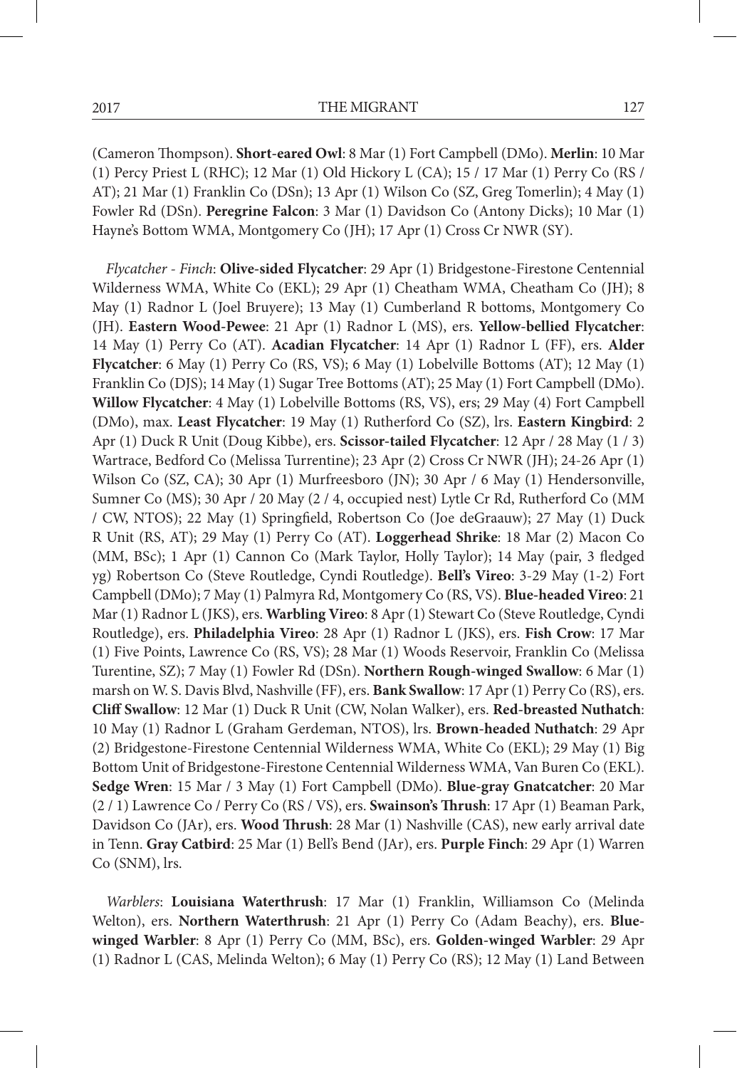(Cameron Thompson). **Short-eared Owl**: 8 Mar (1) Fort Campbell (DMo). **Merlin**: 10 Mar (1) Percy Priest L (RHC); 12 Mar (1) Old Hickory L (CA); 15 / 17 Mar (1) Perry Co (RS / AT); 21 Mar (1) Franklin Co (DSn); 13 Apr (1) Wilson Co (SZ, Greg Tomerlin); 4 May (1) Fowler Rd (DSn). **Peregrine Falcon**: 3 Mar (1) Davidson Co (Antony Dicks); 10 Mar (1) Hayne's Bottom WMA, Montgomery Co (JH); 17 Apr (1) Cross Cr NWR (SY).

*Flycatcher - Finch*: **Olive-sided Flycatcher**: 29 Apr (1) Bridgestone-Firestone Centennial Wilderness WMA, White Co (EKL); 29 Apr (1) Cheatham WMA, Cheatham Co (JH); 8 May (1) Radnor L (Joel Bruyere); 13 May (1) Cumberland R bottoms, Montgomery Co (JH). **Eastern Wood-Pewee**: 21 Apr (1) Radnor L (MS), ers. **Yellow-bellied Flycatcher**: 14 May (1) Perry Co (AT). **Acadian Flycatcher**: 14 Apr (1) Radnor L (FF), ers. **Alder Flycatcher**: 6 May (1) Perry Co (RS, VS); 6 May (1) Lobelville Bottoms (AT); 12 May (1) Franklin Co (DJS); 14 May (1) Sugar Tree Bottoms (AT); 25 May (1) Fort Campbell (DMo). **Willow Flycatcher**: 4 May (1) Lobelville Bottoms (RS, VS), ers; 29 May (4) Fort Campbell (DMo), max. **Least Flycatcher**: 19 May (1) Rutherford Co (SZ), lrs. **Eastern Kingbird**: 2 Apr (1) Duck R Unit (Doug Kibbe), ers. **Scissor-tailed Flycatcher**: 12 Apr / 28 May (1 / 3) Wartrace, Bedford Co (Melissa Turrentine); 23 Apr (2) Cross Cr NWR (JH); 24-26 Apr (1) Wilson Co (SZ, CA); 30 Apr (1) Murfreesboro (JN); 30 Apr / 6 May (1) Hendersonville, Sumner Co (MS); 30 Apr / 20 May (2 / 4, occupied nest) Lytle Cr Rd, Rutherford Co (MM / CW, NTOS); 22 May (1) Springfield, Robertson Co (Joe deGraauw); 27 May (1) Duck R Unit (RS, AT); 29 May (1) Perry Co (AT). **Loggerhead Shrike**: 18 Mar (2) Macon Co (MM, BSc); 1 Apr (1) Cannon Co (Mark Taylor, Holly Taylor); 14 May (pair, 3 fledged yg) Robertson Co (Steve Routledge, Cyndi Routledge). **Bell's Vireo**: 3-29 May (1-2) Fort Campbell (DMo); 7 May (1) Palmyra Rd, Montgomery Co (RS, VS). **Blue-headed Vireo**: 21 Mar (1) Radnor L (JKS), ers. **Warbling Vireo**: 8 Apr (1) Stewart Co (Steve Routledge, Cyndi Routledge), ers. **Philadelphia Vireo**: 28 Apr (1) Radnor L (JKS), ers. **Fish Crow**: 17 Mar (1) Five Points, Lawrence Co (RS, VS); 28 Mar (1) Woods Reservoir, Franklin Co (Melissa Turentine, SZ); 7 May (1) Fowler Rd (DSn). **Northern Rough-winged Swallow**: 6 Mar (1) marsh on W. S. Davis Blvd, Nashville (FF), ers. **Bank Swallow**: 17 Apr (1) Perry Co (RS), ers. **Cliff Swallow**: 12 Mar (1) Duck R Unit (CW, Nolan Walker), ers. **Red-breasted Nuthatch**: 10 May (1) Radnor L (Graham Gerdeman, NTOS), lrs. **Brown-headed Nuthatch**: 29 Apr (2) Bridgestone-Firestone Centennial Wilderness WMA, White Co (EKL); 29 May (1) Big Bottom Unit of Bridgestone-Firestone Centennial Wilderness WMA, Van Buren Co (EKL). **Sedge Wren**: 15 Mar / 3 May (1) Fort Campbell (DMo). **Blue-gray Gnatcatcher**: 20 Mar (2 / 1) Lawrence Co / Perry Co (RS / VS), ers. **Swainson's Thrush**: 17 Apr (1) Beaman Park, Davidson Co (JAr), ers. **Wood Thrush**: 28 Mar (1) Nashville (CAS), new early arrival date in Tenn. **Gray Catbird**: 25 Mar (1) Bell's Bend (JAr), ers. **Purple Finch**: 29 Apr (1) Warren Co (SNM), lrs.

*Warblers*: **Louisiana Waterthrush**: 17 Mar (1) Franklin, Williamson Co (Melinda Welton), ers. **Northern Waterthrush**: 21 Apr (1) Perry Co (Adam Beachy), ers. **Blue-winged Warbler**: 8 Apr (1) Perry Co (MM, BSc), ers. **Golden-winged Warbler**: 29 Apr (1) Radnor L (CAS, Melinda Welton); 6 May (1) Perry Co (RS); 12 May (1) Land Between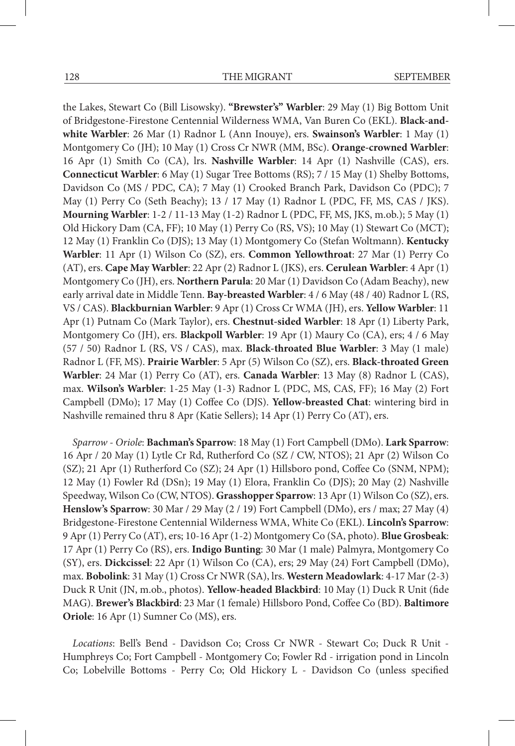the Lakes, Stewart Co (Bill Lisowsky). **"Brewster's" Warbler**: 29 May (1) Big Bottom Unit of Bridgestone-Firestone Centennial Wilderness WMA, Van Buren Co (EKL). **Black-and-white Warbler**: 26 Mar (1) Radnor L (Ann Inouye), ers. **Swainson's Warbler**: 1 May (1) Montgomery Co (JH); 10 May (1) Cross Cr NWR (MM, BSc). **Orange-crowned Warbler**: 16 Apr (1) Smith Co (CA), lrs. **Nashville Warbler**: 14 Apr (1) Nashville (CAS), ers. **Connecticut Warbler**: 6 May (1) Sugar Tree Bottoms (RS); 7 / 15 May (1) Shelby Bottoms, Davidson Co (MS / PDC, CA); 7 May (1) Crooked Branch Park, Davidson Co (PDC); 7 May (1) Perry Co (Seth Beachy); 13 / 17 May (1) Radnor L (PDC, FF, MS, CAS / JKS). **Mourning Warbler**: 1-2 / 11-13 May (1-2) Radnor L (PDC, FF, MS, JKS, m.ob.); 5 May (1) Old Hickory Dam (CA, FF); 10 May (1) Perry Co (RS, VS); 10 May (1) Stewart Co (MCT); 12 May (1) Franklin Co (DJS); 13 May (1) Montgomery Co (Stefan Woltmann). **Kentucky Warbler**: 11 Apr (1) Wilson Co (SZ), ers. **Common Yellowthroat**: 27 Mar (1) Perry Co (AT), ers. **Cape May Warbler**: 22 Apr (2) Radnor L (JKS), ers. **Cerulean Warbler**: 4 Apr (1) Montgomery Co (JH), ers. **Northern Parula**: 20 Mar (1) Davidson Co (Adam Beachy), new early arrival date in Middle Tenn. **Bay-breasted Warbler**: 4 / 6 May (48 / 40) Radnor L (RS, VS / CAS). **Blackburnian Warbler**: 9 Apr (1) Cross Cr WMA (JH), ers. **Yellow Warbler**: 11 Apr (1) Putnam Co (Mark Taylor), ers. **Chestnut-sided Warbler**: 18 Apr (1) Liberty Park, Montgomery Co (JH), ers. **Blackpoll Warbler**: 19 Apr (1) Maury Co (CA), ers; 4 / 6 May (57 / 50) Radnor L (RS, VS / CAS), max. **Black-throated Blue Warbler**: 3 May (1 male) Radnor L (FF, MS). **Prairie Warbler**: 5 Apr (5) Wilson Co (SZ), ers. **Black-throated Green Warbler**: 24 Mar (1) Perry Co (AT), ers. **Canada Warbler**: 13 May (8) Radnor L (CAS), max. **Wilson's Warbler**: 1-25 May (1-3) Radnor L (PDC, MS, CAS, FF); 16 May (2) Fort Campbell (DMo); 17 May (1) Coffee Co (DJS). **Yellow-breasted Chat**: wintering bird in Nashville remained thru 8 Apr (Katie Sellers); 14 Apr (1) Perry Co (AT), ers.

*Sparrow - Oriole*: **Bachman's Sparrow**: 18 May (1) Fort Campbell (DMo). **Lark Sparrow**: 16 Apr / 20 May (1) Lytle Cr Rd, Rutherford Co (SZ / CW, NTOS); 21 Apr (2) Wilson Co (SZ); 21 Apr (1) Rutherford Co (SZ); 24 Apr (1) Hillsboro pond, Coffee Co (SNM, NPM); 12 May (1) Fowler Rd (DSn); 19 May (1) Elora, Franklin Co (DJS); 20 May (2) Nashville Speedway, Wilson Co (CW, NTOS). **Grasshopper Sparrow**: 13 Apr (1) Wilson Co (SZ), ers. **Henslow's Sparrow**: 30 Mar / 29 May (2 / 19) Fort Campbell (DMo), ers / max; 27 May (4) Bridgestone-Firestone Centennial Wilderness WMA, White Co (EKL). **Lincoln's Sparrow**: 9 Apr (1) Perry Co (AT), ers; 10-16 Apr (1-2) Montgomery Co (SA, photo). **Blue Grosbeak**: 17 Apr (1) Perry Co (RS), ers. **Indigo Bunting**: 30 Mar (1 male) Palmyra, Montgomery Co (SY), ers. **Dickcissel**: 22 Apr (1) Wilson Co (CA), ers; 29 May (24) Fort Campbell (DMo), max. **Bobolink**: 31 May (1) Cross Cr NWR (SA), lrs. **Western Meadowlark**: 4-17 Mar (2-3) Duck R Unit (JN, m.ob., photos). **Yellow-headed Blackbird**: 10 May (1) Duck R Unit (fide MAG). **Brewer's Blackbird**: 23 Mar (1 female) Hillsboro Pond, Coffee Co (BD). **Baltimore Oriole**: 16 Apr (1) Sumner Co (MS), ers.

*Locations*: Bell's Bend - Davidson Co; Cross Cr NWR - Stewart Co; Duck R Unit - Humphreys Co; Fort Campbell - Montgomery Co; Fowler Rd - irrigation pond in Lincoln Co; Lobelville Bottoms - Perry Co; Old Hickory L - Davidson Co (unless specified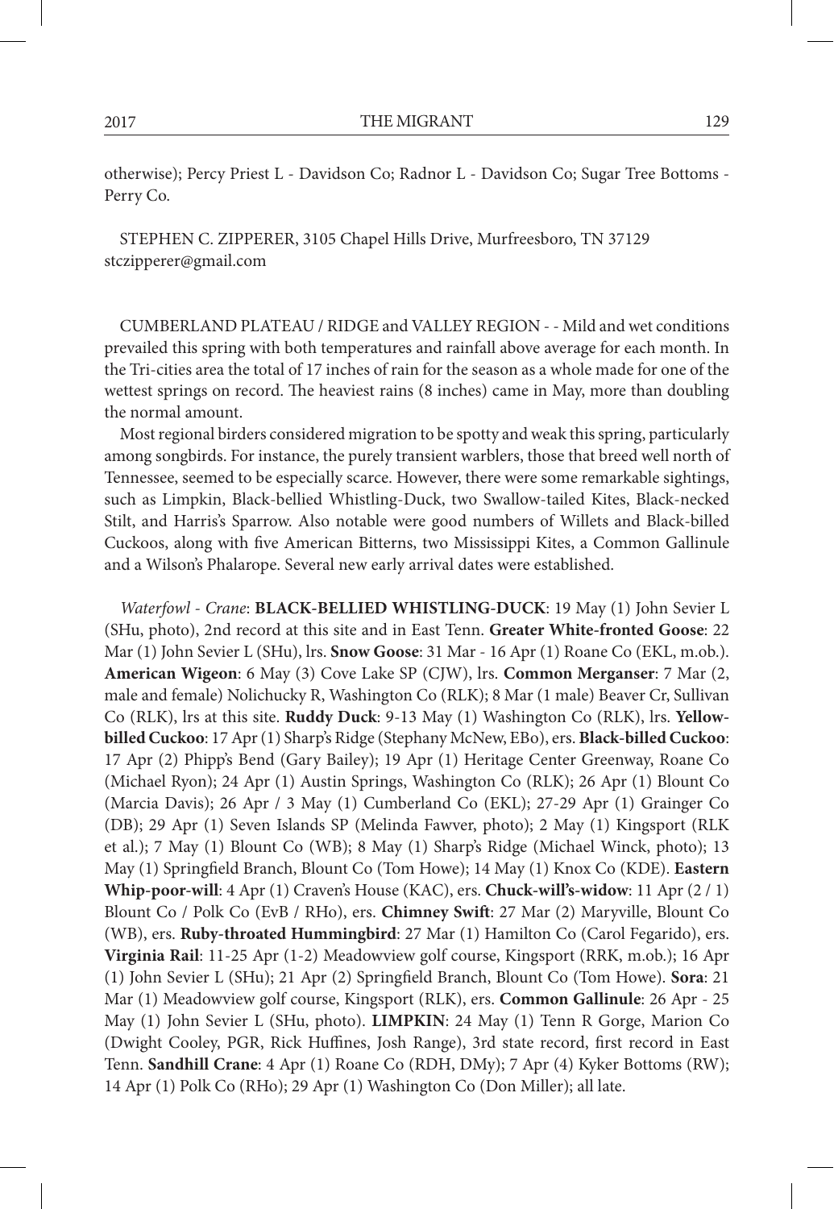otherwise); Percy Priest L - Davidson Co; Radnor L - Davidson Co; Sugar Tree Bottoms - Perry Co.

STEPHEN C. ZIPPERER, 3105 Chapel Hills Drive, Murfreesboro, TN 37129 stczipperer@gmail.com

CUMBERLAND PLATEAU / RIDGE and VALLEY REGION - - Mild and wet conditions prevailed this spring with both temperatures and rainfall above average for each month. In the Tri-cities area the total of 17 inches of rain for the season as a whole made for one of the wettest springs on record. The heaviest rains (8 inches) came in May, more than doubling the normal amount.

Most regional birders considered migration to be spotty and weak this spring, particularly among songbirds. For instance, the purely transient warblers, those that breed well north of Tennessee, seemed to be especially scarce. However, there were some remarkable sightings, such as Limpkin, Black-bellied Whistling-Duck, two Swallow-tailed Kites, Black-necked Stilt, and Harris's Sparrow. Also notable were good numbers of Willets and Black-billed Cuckoos, along with five American Bitterns, two Mississippi Kites, a Common Gallinule and a Wilson's Phalarope. Several new early arrival dates were established.

*Waterfowl - Crane*: **BLACK-BELLIED WHISTLING-DUCK**: 19 May (1) John Sevier L (SHu, photo), 2nd record at this site and in East Tenn. **Greater White-fronted Goose**: 22 Mar (1) John Sevier L (SHu), lrs. **Snow Goose**: 31 Mar - 16 Apr (1) Roane Co (EKL, m.ob.). **American Wigeon**: 6 May (3) Cove Lake SP (CJW), lrs. **Common Merganser**: 7 Mar (2, male and female) Nolichucky R, Washington Co (RLK); 8 Mar (1 male) Beaver Cr, Sullivan Co (RLK), lrs at this site. **Ruddy Duck**: 9-13 May (1) Washington Co (RLK), lrs. **Yellow-billed Cuckoo**: 17 Apr (1) Sharp's Ridge (Stephany McNew, EBo), ers. **Black-billed Cuckoo**: 17 Apr (2) Phipp's Bend (Gary Bailey); 19 Apr (1) Heritage Center Greenway, Roane Co (Michael Ryon); 24 Apr (1) Austin Springs, Washington Co (RLK); 26 Apr (1) Blount Co (Marcia Davis); 26 Apr / 3 May (1) Cumberland Co (EKL); 27-29 Apr (1) Grainger Co (DB); 29 Apr (1) Seven Islands SP (Melinda Fawver, photo); 2 May (1) Kingsport (RLK et al.); 7 May (1) Blount Co (WB); 8 May (1) Sharp's Ridge (Michael Winck, photo); 13 May (1) Springfield Branch, Blount Co (Tom Howe); 14 May (1) Knox Co (KDE). **Eastern Whip-poor-will**: 4 Apr (1) Craven's House (KAC), ers. **Chuck-will's-widow**: 11 Apr (2 / 1) Blount Co / Polk Co (EvB / RHo), ers. **Chimney Swift**: 27 Mar (2) Maryville, Blount Co (WB), ers. **Ruby-throated Hummingbird**: 27 Mar (1) Hamilton Co (Carol Fegarido), ers. **Virginia Rail**: 11-25 Apr (1-2) Meadowview golf course, Kingsport (RRK, m.ob.); 16 Apr (1) John Sevier L (SHu); 21 Apr (2) Springfield Branch, Blount Co (Tom Howe). **Sora**: 21 Mar (1) Meadowview golf course, Kingsport (RLK), ers. **Common Gallinule**: 26 Apr - 25 May (1) John Sevier L (SHu, photo). **LIMPKIN**: 24 May (1) Tenn R Gorge, Marion Co (Dwight Cooley, PGR, Rick Huffines, Josh Range), 3rd state record, first record in East Tenn. **Sandhill Crane**: 4 Apr (1) Roane Co (RDH, DMy); 7 Apr (4) Kyker Bottoms (RW); 14 Apr (1) Polk Co (RHo); 29 Apr (1) Washington Co (Don Miller); all late.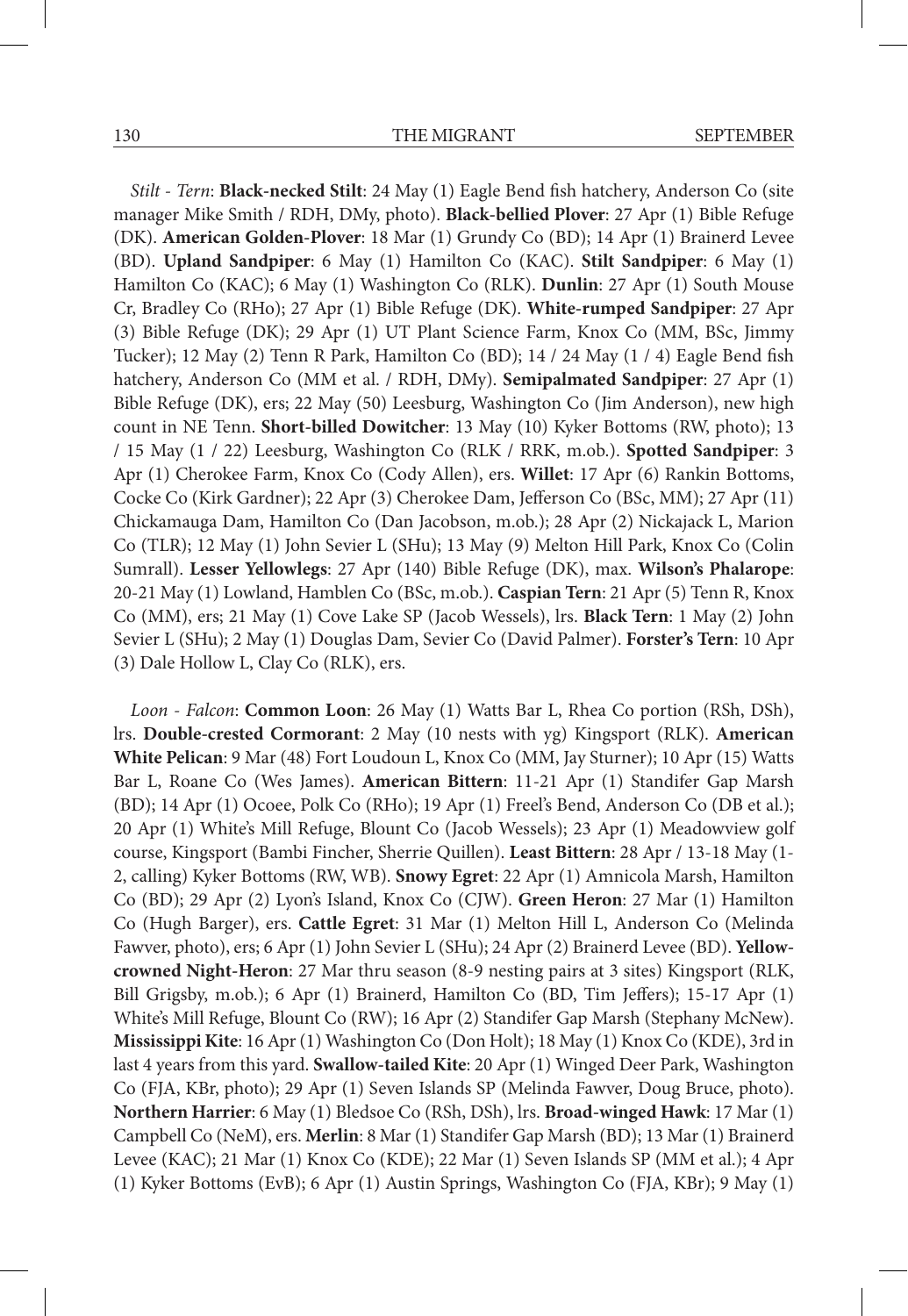*Stilt - Tern*: **Black-necked Stilt**: 24 May (1) Eagle Bend fish hatchery, Anderson Co (site manager Mike Smith / RDH, DMy, photo). **Black-bellied Plover**: 27 Apr (1) Bible Refuge (DK). **American Golden-Plover**: 18 Mar (1) Grundy Co (BD); 14 Apr (1) Brainerd Levee (BD). **Upland Sandpiper**: 6 May (1) Hamilton Co (KAC). **Stilt Sandpiper**: 6 May (1) Hamilton Co (KAC); 6 May (1) Washington Co (RLK). **Dunlin**: 27 Apr (1) South Mouse Cr, Bradley Co (RHo); 27 Apr (1) Bible Refuge (DK). **White-rumped Sandpiper**: 27 Apr (3) Bible Refuge (DK); 29 Apr (1) UT Plant Science Farm, Knox Co (MM, BSc, Jimmy Tucker); 12 May (2) Tenn R Park, Hamilton Co (BD); 14 / 24 May (1 / 4) Eagle Bend fish hatchery, Anderson Co (MM et al. / RDH, DMy). **Semipalmated Sandpiper**: 27 Apr (1) Bible Refuge (DK), ers; 22 May (50) Leesburg, Washington Co (Jim Anderson), new high count in NE Tenn. **Short-billed Dowitcher**: 13 May (10) Kyker Bottoms (RW, photo); 13 / 15 May (1 / 22) Leesburg, Washington Co (RLK / RRK, m.ob.). **Spotted Sandpiper**: 3 Apr (1) Cherokee Farm, Knox Co (Cody Allen), ers. **Willet**: 17 Apr (6) Rankin Bottoms, Cocke Co (Kirk Gardner); 22 Apr (3) Cherokee Dam, Jefferson Co (BSc, MM); 27 Apr (11) Chickamauga Dam, Hamilton Co (Dan Jacobson, m.ob.); 28 Apr (2) Nickajack L, Marion Co (TLR); 12 May (1) John Sevier L (SHu); 13 May (9) Melton Hill Park, Knox Co (Colin Sumrall). **Lesser Yellowlegs**: 27 Apr (140) Bible Refuge (DK), max. **Wilson's Phalarope**: 20-21 May (1) Lowland, Hamblen Co (BSc, m.ob.). **Caspian Tern**: 21 Apr (5) Tenn R, Knox Co (MM), ers; 21 May (1) Cove Lake SP (Jacob Wessels), lrs. **Black Tern**: 1 May (2) John Sevier L (SHu); 2 May (1) Douglas Dam, Sevier Co (David Palmer). **Forster's Tern**: 10 Apr (3) Dale Hollow L, Clay Co (RLK), ers.

*Loon - Falcon*: **Common Loon**: 26 May (1) Watts Bar L, Rhea Co portion (RSh, DSh), lrs. **Double-crested Cormorant**: 2 May (10 nests with yg) Kingsport (RLK). **American White Pelican**: 9 Mar (48) Fort Loudoun L, Knox Co (MM, Jay Sturner); 10 Apr (15) Watts Bar L, Roane Co (Wes James). **American Bittern**: 11-21 Apr (1) Standifer Gap Marsh (BD); 14 Apr (1) Ocoee, Polk Co (RHo); 19 Apr (1) Freel's Bend, Anderson Co (DB et al.); 20 Apr (1) White's Mill Refuge, Blount Co (Jacob Wessels); 23 Apr (1) Meadowview golf course, Kingsport (Bambi Fincher, Sherrie Quillen). **Least Bittern**: 28 Apr / 13-18 May (1-2, calling) Kyker Bottoms (RW, WB). **Snowy Egret**: 22 Apr (1) Amnicola Marsh, Hamilton Co (BD); 29 Apr (2) Lyon's Island, Knox Co (CJW). **Green Heron**: 27 Mar (1) Hamilton Co (Hugh Barger), ers. **Cattle Egret**: 31 Mar (1) Melton Hill L, Anderson Co (Melinda Fawver, photo), ers; 6 Apr (1) John Sevier L (SHu); 24 Apr (2) Brainerd Levee (BD). **Yellow-crowned Night-Heron**: 27 Mar thru season (8-9 nesting pairs at 3 sites) Kingsport (RLK, Bill Grigsby, m.ob.); 6 Apr (1) Brainerd, Hamilton Co (BD, Tim Jeffers); 15-17 Apr (1) White's Mill Refuge, Blount Co (RW); 16 Apr (2) Standifer Gap Marsh (Stephany McNew). **Mississippi Kite**: 16 Apr (1) Washington Co (Don Holt); 18 May (1) Knox Co (KDE), 3rd in last 4 years from this yard. **Swallow-tailed Kite**: 20 Apr (1) Winged Deer Park, Washington Co (FJA, KBr, photo); 29 Apr (1) Seven Islands SP (Melinda Fawver, Doug Bruce, photo). **Northern Harrier**: 6 May (1) Bledsoe Co (RSh, DSh), lrs. **Broad-winged Hawk**: 17 Mar (1) Campbell Co (NeM), ers. **Merlin**: 8 Mar (1) Standifer Gap Marsh (BD); 13 Mar (1) Brainerd Levee (KAC); 21 Mar (1) Knox Co (KDE); 22 Mar (1) Seven Islands SP (MM et al.); 4 Apr (1) Kyker Bottoms (EvB); 6 Apr (1) Austin Springs, Washington Co (FJA, KBr); 9 May (1)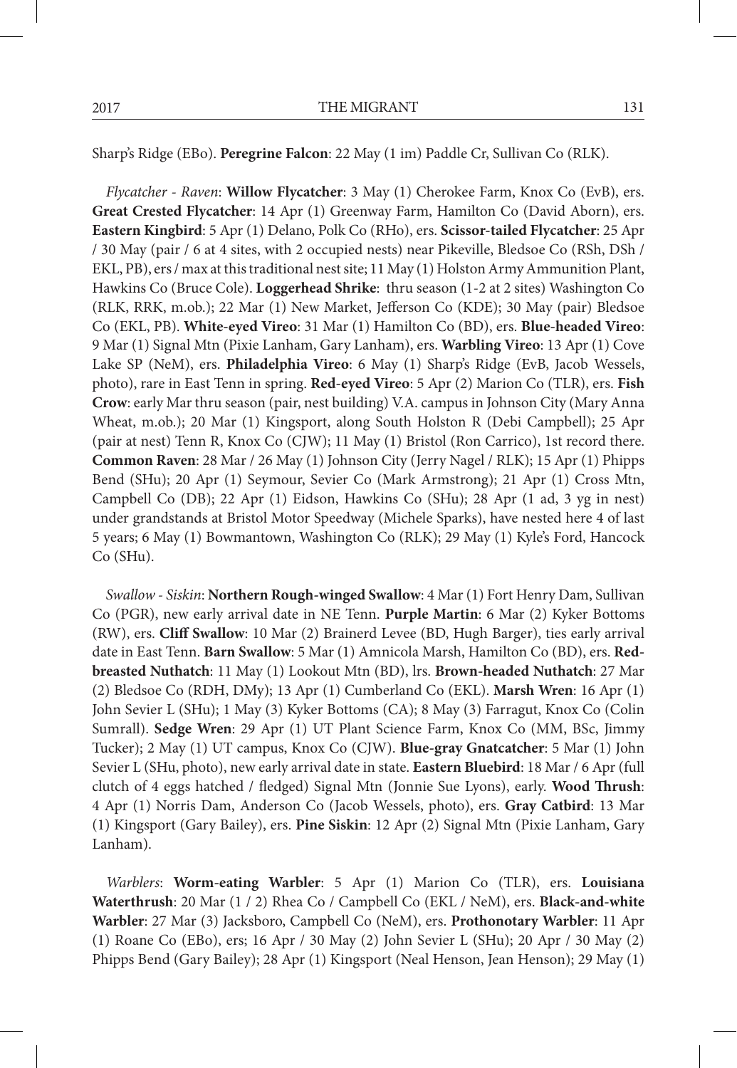Sharp's Ridge (EBo). **Peregrine Falcon**: 22 May (1 im) Paddle Cr, Sullivan Co (RLK).

*Flycatcher - Raven*: **Willow Flycatcher**: 3 May (1) Cherokee Farm, Knox Co (EvB), ers. **Great Crested Flycatcher**: 14 Apr (1) Greenway Farm, Hamilton Co (David Aborn), ers. **Eastern Kingbird**: 5 Apr (1) Delano, Polk Co (RHo), ers. **Scissor-tailed Flycatcher**: 25 Apr / 30 May (pair / 6 at 4 sites, with 2 occupied nests) near Pikeville, Bledsoe Co (RSh, DSh / EKL, PB), ers / max at this traditional nest site; 11 May (1) Holston Army Ammunition Plant, Hawkins Co (Bruce Cole). **Loggerhead Shrike**: thru season (1-2 at 2 sites) Washington Co (RLK, RRK, m.ob.); 22 Mar (1) New Market, Jefferson Co (KDE); 30 May (pair) Bledsoe Co (EKL, PB). **White-eyed Vireo**: 31 Mar (1) Hamilton Co (BD), ers. **Blue-headed Vireo**: 9 Mar (1) Signal Mtn (Pixie Lanham, Gary Lanham), ers. **Warbling Vireo**: 13 Apr (1) Cove Lake SP (NeM), ers. **Philadelphia Vireo**: 6 May (1) Sharp's Ridge (EvB, Jacob Wessels, photo), rare in East Tenn in spring. **Red-eyed Vireo**: 5 Apr (2) Marion Co (TLR), ers. **Fish Crow**: early Mar thru season (pair, nest building) V.A. campus in Johnson City (Mary Anna Wheat, m.ob.); 20 Mar (1) Kingsport, along South Holston R (Debi Campbell); 25 Apr (pair at nest) Tenn R, Knox Co (CJW); 11 May (1) Bristol (Ron Carrico), 1st record there. **Common Raven**: 28 Mar / 26 May (1) Johnson City (Jerry Nagel / RLK); 15 Apr (1) Phipps Bend (SHu); 20 Apr (1) Seymour, Sevier Co (Mark Armstrong); 21 Apr (1) Cross Mtn, Campbell Co (DB); 22 Apr (1) Eidson, Hawkins Co (SHu); 28 Apr (1 ad, 3 yg in nest) under grandstands at Bristol Motor Speedway (Michele Sparks), have nested here 4 of last 5 years; 6 May (1) Bowmantown, Washington Co (RLK); 29 May (1) Kyle's Ford, Hancock Co (SHu).

*Swallow - Siskin*: **Northern Rough-winged Swallow**: 4 Mar (1) Fort Henry Dam, Sullivan Co (PGR), new early arrival date in NE Tenn. **Purple Martin**: 6 Mar (2) Kyker Bottoms (RW), ers. **Cliff Swallow**: 10 Mar (2) Brainerd Levee (BD, Hugh Barger), ties early arrival date in East Tenn. **Barn Swallow**: 5 Mar (1) Amnicola Marsh, Hamilton Co (BD), ers. **Red-breasted Nuthatch**: 11 May (1) Lookout Mtn (BD), lrs. **Brown-headed Nuthatch**: 27 Mar (2) Bledsoe Co (RDH, DMy); 13 Apr (1) Cumberland Co (EKL). **Marsh Wren**: 16 Apr (1) John Sevier L (SHu); 1 May (3) Kyker Bottoms (CA); 8 May (3) Farragut, Knox Co (Colin Sumrall). **Sedge Wren**: 29 Apr (1) UT Plant Science Farm, Knox Co (MM, BSc, Jimmy Tucker); 2 May (1) UT campus, Knox Co (CJW). **Blue-gray Gnatcatcher**: 5 Mar (1) John Sevier L (SHu, photo), new early arrival date in state. **Eastern Bluebird**: 18 Mar / 6 Apr (full clutch of 4 eggs hatched / fledged) Signal Mtn (Jonnie Sue Lyons), early. **Wood Thrush**: 4 Apr (1) Norris Dam, Anderson Co (Jacob Wessels, photo), ers. **Gray Catbird**: 13 Mar (1) Kingsport (Gary Bailey), ers. **Pine Siskin**: 12 Apr (2) Signal Mtn (Pixie Lanham, Gary Lanham).

*Warblers*: **Worm-eating Warbler**: 5 Apr (1) Marion Co (TLR), ers. **Louisiana Waterthrush**: 20 Mar (1 / 2) Rhea Co / Campbell Co (EKL / NeM), ers. **Black-and-white Warbler**: 27 Mar (3) Jacksboro, Campbell Co (NeM), ers. **Prothonotary Warbler**: 11 Apr (1) Roane Co (EBo), ers; 16 Apr / 30 May (2) John Sevier L (SHu); 20 Apr / 30 May (2) Phipps Bend (Gary Bailey); 28 Apr (1) Kingsport (Neal Henson, Jean Henson); 29 May (1)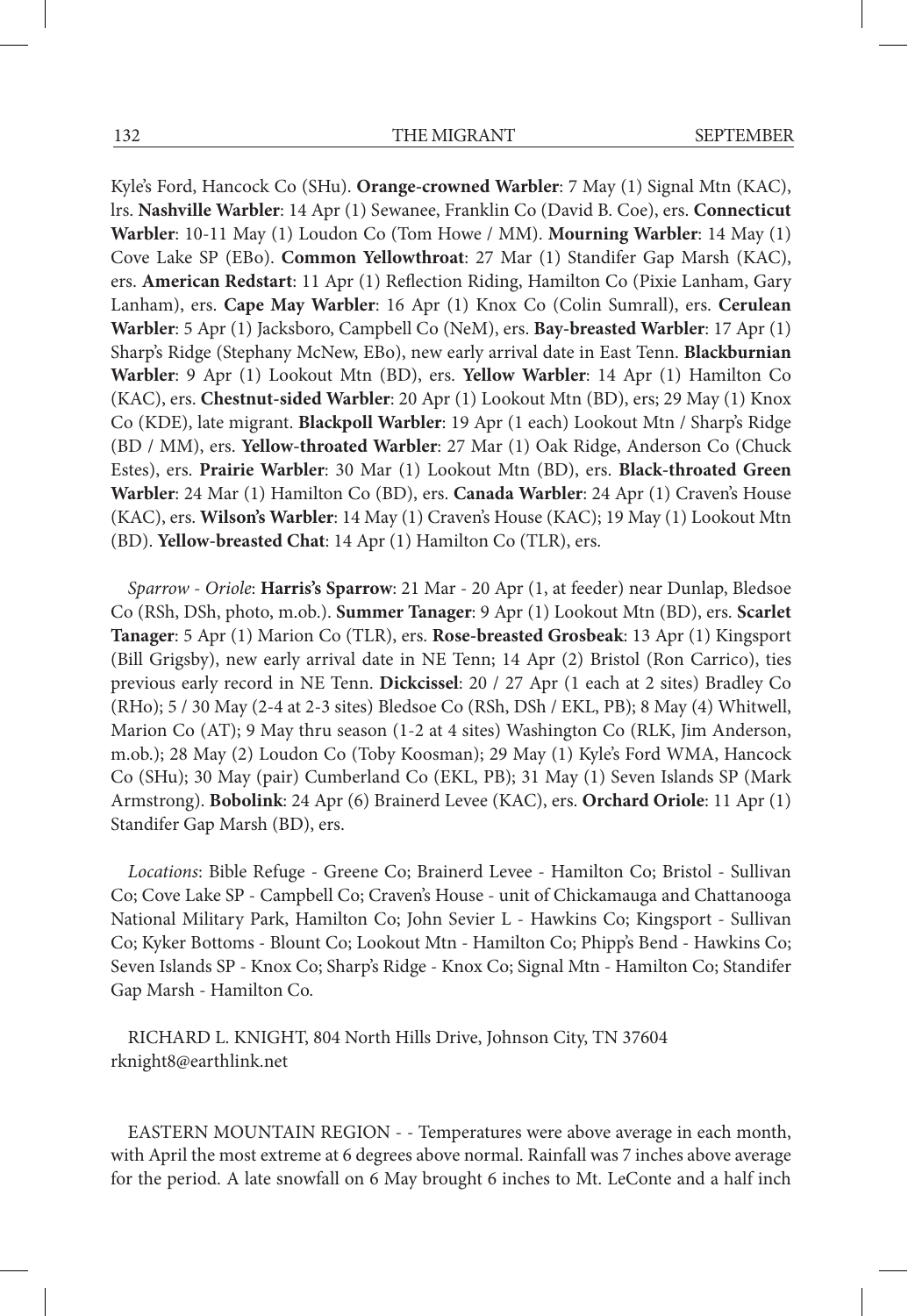Kyle's Ford, Hancock Co (SHu). **Orange-crowned Warbler**: 7 May (1) Signal Mtn (KAC), lrs. **Nashville Warbler**: 14 Apr (1) Sewanee, Franklin Co (David B. Coe), ers. **Connecticut Warbler**: 10-11 May (1) Loudon Co (Tom Howe / MM). **Mourning Warbler**: 14 May (1) Cove Lake SP (EBo). **Common Yellowthroat**: 27 Mar (1) Standifer Gap Marsh (KAC), ers. **American Redstart**: 11 Apr (1) Reflection Riding, Hamilton Co (Pixie Lanham, Gary Lanham), ers. **Cape May Warbler**: 16 Apr (1) Knox Co (Colin Sumrall), ers. **Cerulean Warbler**: 5 Apr (1) Jacksboro, Campbell Co (NeM), ers. **Bay-breasted Warbler**: 17 Apr (1) Sharp's Ridge (Stephany McNew, EBo), new early arrival date in East Tenn. **Blackburnian Warbler**: 9 Apr (1) Lookout Mtn (BD), ers. **Yellow Warbler**: 14 Apr (1) Hamilton Co (KAC), ers. **Chestnut-sided Warbler**: 20 Apr (1) Lookout Mtn (BD), ers; 29 May (1) Knox Co (KDE), late migrant. **Blackpoll Warbler**: 19 Apr (1 each) Lookout Mtn / Sharp's Ridge (BD / MM), ers. **Yellow-throated Warbler**: 27 Mar (1) Oak Ridge, Anderson Co (Chuck Estes), ers. **Prairie Warbler**: 30 Mar (1) Lookout Mtn (BD), ers. **Black-throated Green Warbler**: 24 Mar (1) Hamilton Co (BD), ers. **Canada Warbler**: 24 Apr (1) Craven's House (KAC), ers. **Wilson's Warbler**: 14 May (1) Craven's House (KAC); 19 May (1) Lookout Mtn (BD). **Yellow-breasted Chat**: 14 Apr (1) Hamilton Co (TLR), ers.

*Sparrow - Oriole*: **Harris's Sparrow**: 21 Mar - 20 Apr (1, at feeder) near Dunlap, Bledsoe Co (RSh, DSh, photo, m.ob.). **Summer Tanager**: 9 Apr (1) Lookout Mtn (BD), ers. **Scarlet Tanager**: 5 Apr (1) Marion Co (TLR), ers. **Rose-breasted Grosbeak**: 13 Apr (1) Kingsport (Bill Grigsby), new early arrival date in NE Tenn; 14 Apr (2) Bristol (Ron Carrico), ties previous early record in NE Tenn. **Dickcissel**: 20 / 27 Apr (1 each at 2 sites) Bradley Co (RHo); 5 / 30 May (2-4 at 2-3 sites) Bledsoe Co (RSh, DSh / EKL, PB); 8 May (4) Whitwell, Marion Co (AT); 9 May thru season (1-2 at 4 sites) Washington Co (RLK, Jim Anderson, m.ob.); 28 May (2) Loudon Co (Toby Koosman); 29 May (1) Kyle's Ford WMA, Hancock Co (SHu); 30 May (pair) Cumberland Co (EKL, PB); 31 May (1) Seven Islands SP (Mark Armstrong). **Bobolink**: 24 Apr (6) Brainerd Levee (KAC), ers. **Orchard Oriole**: 11 Apr (1) Standifer Gap Marsh (BD), ers.

*Locations*: Bible Refuge - Greene Co; Brainerd Levee - Hamilton Co; Bristol - Sullivan Co; Cove Lake SP - Campbell Co; Craven's House - unit of Chickamauga and Chattanooga National Military Park, Hamilton Co; John Sevier L - Hawkins Co; Kingsport - Sullivan Co; Kyker Bottoms - Blount Co; Lookout Mtn - Hamilton Co; Phipp's Bend - Hawkins Co; Seven Islands SP - Knox Co; Sharp's Ridge - Knox Co; Signal Mtn - Hamilton Co; Standifer Gap Marsh - Hamilton Co.

RICHARD L. KNIGHT, 804 North Hills Drive, Johnson City, TN 37604
rknight8@earthlink.net

EASTERN MOUNTAIN REGION - - Temperatures were above average in each month, with April the most extreme at 6 degrees above normal. Rainfall was 7 inches above average for the period. A late snowfall on 6 May brought 6 inches to Mt. LeConte and a half inch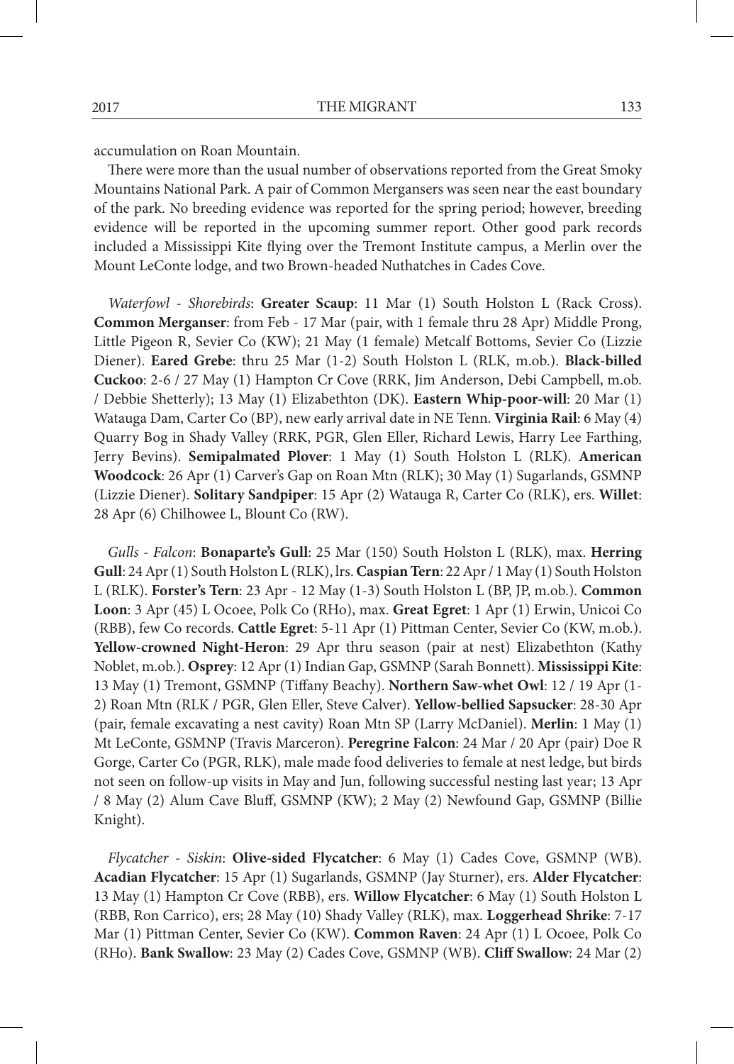accumulation on Roan Mountain.

There were more than the usual number of observations reported from the Great Smoky Mountains National Park. A pair of Common Mergansers was seen near the east boundary of the park. No breeding evidence was reported for the spring period; however, breeding evidence will be reported in the upcoming summer report. Other good park records included a Mississippi Kite flying over the Tremont Institute campus, a Merlin over the Mount LeConte lodge, and two Brown-headed Nuthatches in Cades Cove.

*Waterfowl - Shorebirds*: **Greater Scaup**: 11 Mar (1) South Holston L (Rack Cross). **Common Merganser**: from Feb - 17 Mar (pair, with 1 female thru 28 Apr) Middle Prong, Little Pigeon R, Sevier Co (KW); 21 May (1 female) Metcalf Bottoms, Sevier Co (Lizzie Diener). **Eared Grebe**: thru 25 Mar (1-2) South Holston L (RLK, m.ob.). **Black-billed Cuckoo**: 2-6 / 27 May (1) Hampton Cr Cove (RRK, Jim Anderson, Debi Campbell, m.ob. / Debbie Shetterly); 13 May (1) Elizabethton (DK). **Eastern Whip-poor-will**: 20 Mar (1) Watauga Dam, Carter Co (BP), new early arrival date in NE Tenn. **Virginia Rail**: 6 May (4) Quarry Bog in Shady Valley (RRK, PGR, Glen Eller, Richard Lewis, Harry Lee Farthing, Jerry Bevins). **Semipalmated Plover**: 1 May (1) South Holston L (RLK). **American Woodcock**: 26 Apr (1) Carver's Gap on Roan Mtn (RLK); 30 May (1) Sugarlands, GSMNP (Lizzie Diener). **Solitary Sandpiper**: 15 Apr (2) Watauga R, Carter Co (RLK), ers. **Willet**: 28 Apr (6) Chilhowee L, Blount Co (RW).

*Gulls - Falcon*: **Bonaparte's Gull**: 25 Mar (150) South Holston L (RLK), max. **Herring Gull**: 24 Apr (1) South Holston L (RLK), lrs. **Caspian Tern**: 22 Apr / 1 May (1) South Holston L (RLK). **Forster's Tern**: 23 Apr - 12 May (1-3) South Holston L (BP, JP, m.ob.). **Common Loon**: 3 Apr (45) L Ocoee, Polk Co (RHo), max. **Great Egret**: 1 Apr (1) Erwin, Unicoi Co (RBB), few Co records. **Cattle Egret**: 5-11 Apr (1) Pittman Center, Sevier Co (KW, m.ob.). **Yellow-crowned Night-Heron**: 29 Apr thru season (pair at nest) Elizabethton (Kathy Noblet, m.ob.). **Osprey**: 12 Apr (1) Indian Gap, GSMNP (Sarah Bonnett). **Mississippi Kite**: 13 May (1) Tremont, GSMNP (Tiffany Beachy). **Northern Saw-whet Owl**: 12 / 19 Apr (1-2) Roan Mtn (RLK / PGR, Glen Eller, Steve Calver). **Yellow-bellied Sapsucker**: 28-30 Apr (pair, female excavating a nest cavity) Roan Mtn SP (Larry McDaniel). **Merlin**: 1 May (1) Mt LeConte, GSMNP (Travis Marceron). **Peregrine Falcon**: 24 Mar / 20 Apr (pair) Doe R Gorge, Carter Co (PGR, RLK), male made food deliveries to female at nest ledge, but birds not seen on follow-up visits in May and Jun, following successful nesting last year; 13 Apr / 8 May (2) Alum Cave Bluff, GSMNP (KW); 2 May (2) Newfound Gap, GSMNP (Billie Knight).

*Flycatcher - Siskin*: **Olive-sided Flycatcher**: 6 May (1) Cades Cove, GSMNP (WB). **Acadian Flycatcher**: 15 Apr (1) Sugarlands, GSMNP (Jay Sturner), ers. **Alder Flycatcher**: 13 May (1) Hampton Cr Cove (RBB), ers. **Willow Flycatcher**: 6 May (1) South Holston L (RBB, Ron Carrico), ers; 28 May (10) Shady Valley (RLK), max. **Loggerhead Shrike**: 7-17 Mar (1) Pittman Center, Sevier Co (KW). **Common Raven**: 24 Apr (1) L Ocoee, Polk Co (RHo). **Bank Swallow**: 23 May (2) Cades Cove, GSMNP (WB). **Cliff Swallow**: 24 Mar (2)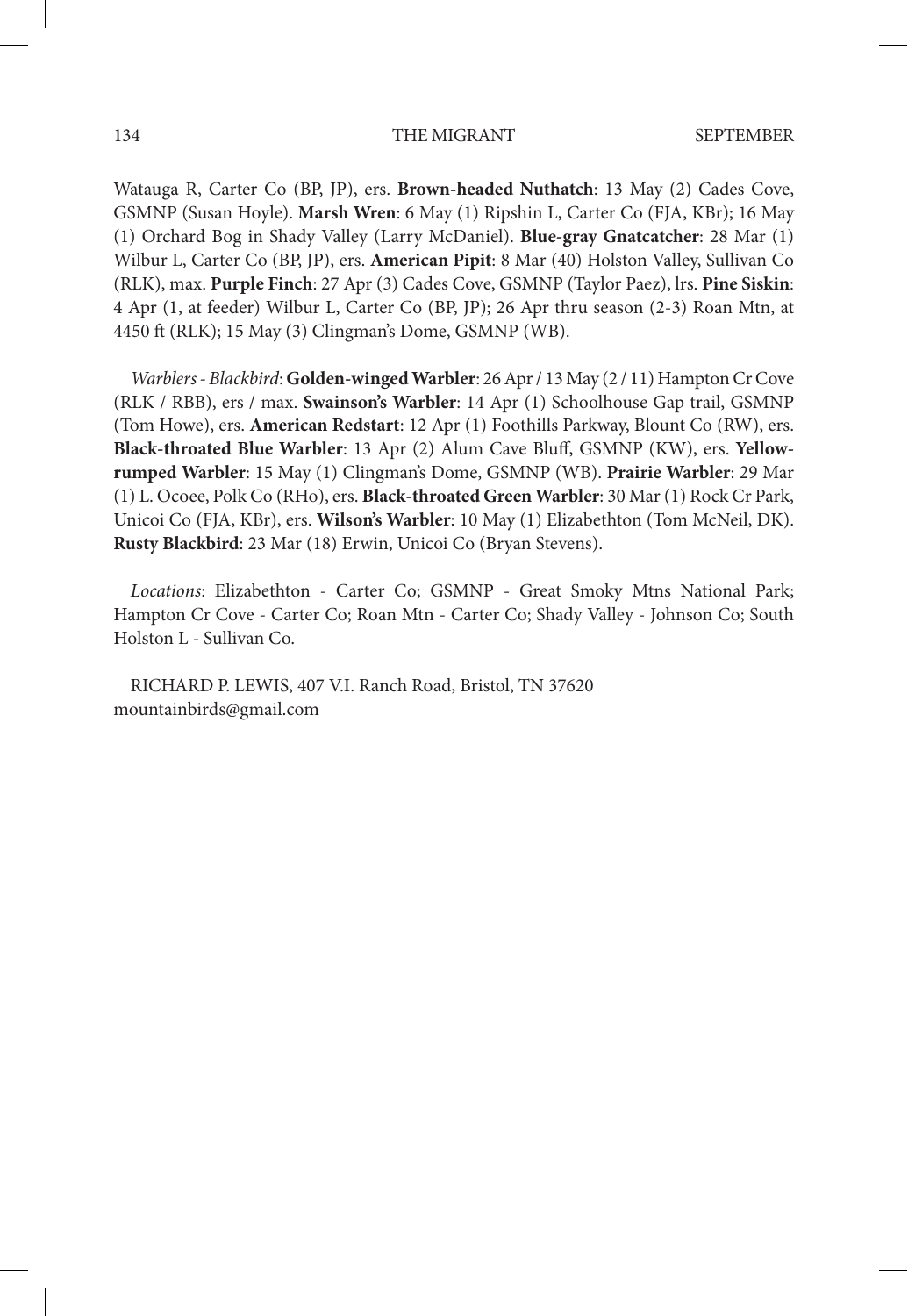Watauga R, Carter Co (BP, JP), ers. **Brown-headed Nuthatch**: 13 May (2) Cades Cove, GSMNP (Susan Hoyle). **Marsh Wren**: 6 May (1) Ripshin L, Carter Co (FJA, KBr); 16 May (1) Orchard Bog in Shady Valley (Larry McDaniel). **Blue-gray Gnatcatcher**: 28 Mar (1) Wilbur L, Carter Co (BP, JP), ers. **American Pipit**: 8 Mar (40) Holston Valley, Sullivan Co (RLK), max. **Purple Finch**: 27 Apr (3) Cades Cove, GSMNP (Taylor Paez), lrs. **Pine Siskin**: 4 Apr (1, at feeder) Wilbur L, Carter Co (BP, JP); 26 Apr thru season (2-3) Roan Mtn, at 4450 ft (RLK); 15 May (3) Clingman's Dome, GSMNP (WB).

*Warblers - Blackbird*: **Golden-winged Warbler**: 26 Apr / 13 May (2 / 11) Hampton Cr Cove (RLK / RBB), ers / max. **Swainson's Warbler**: 14 Apr (1) Schoolhouse Gap trail, GSMNP (Tom Howe), ers. **American Redstart**: 12 Apr (1) Foothills Parkway, Blount Co (RW), ers. **Black-throated Blue Warbler**: 13 Apr (2) Alum Cave Bluff, GSMNP (KW), ers. **Yellow-rumped Warbler**: 15 May (1) Clingman's Dome, GSMNP (WB). **Prairie Warbler**: 29 Mar (1) L. Ocoee, Polk Co (RHo), ers. **Black-throated Green Warbler**: 30 Mar (1) Rock Cr Park, Unicoi Co (FJA, KBr), ers. **Wilson's Warbler**: 10 May (1) Elizabethton (Tom McNeil, DK). **Rusty Blackbird**: 23 Mar (18) Erwin, Unicoi Co (Bryan Stevens).

*Locations*: Elizabethton - Carter Co; GSMNP - Great Smoky Mtns National Park; Hampton Cr Cove - Carter Co; Roan Mtn - Carter Co; Shady Valley - Johnson Co; South Holston L - Sullivan Co.

RICHARD P. LEWIS, 407 V.I. Ranch Road, Bristol, TN 37620
mountainbirds@gmail.com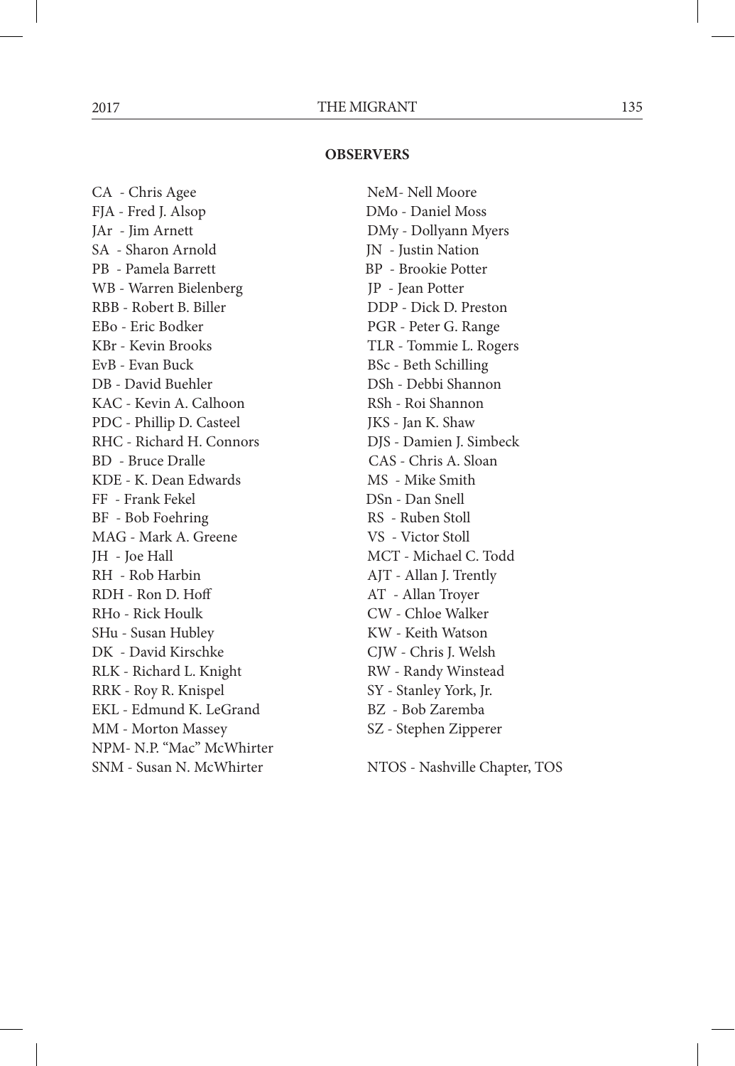**OBSERVERS**

CA - Chris Agee
FJA - Fred J. Alsop
JAr - Jim Arnett
SA - Sharon Arnold
PB - Pamela Barrett
WB - Warren Bielenberg
RBB - Robert B. Biller
EBo - Eric Bodker
KBr - Kevin Brooks
EvB - Evan Buck
DB - David Buehler
KAC - Kevin A. Calhoon
PDC - Phillip D. Casteel
RHC - Richard H. Connors
BD - Bruce Dralle
KDE - K. Dean Edwards
FF - Frank Fekel
BF - Bob Foehring
MAG - Mark A. Greene
JH - Joe Hall
RH - Rob Harbin
RDH - Ron D. Hoff
RHo - Rick Houlk
SHu - Susan Hubley
DK - David Kirschke
RLK - Richard L. Knight
RRK - Roy R. Knispel
EKL - Edmund K. LeGrand
MM - Morton Massey
NPM- N.P. "Mac" McWhirter
SNM - Susan N. McWhirter
NeM- Nell Moore
DMo - Daniel Moss
DMy - Dollyann Myers
JN - Justin Nation
BP - Brookie Potter
JP - Jean Potter
DDP - Dick D. Preston
PGR - Peter G. Range
TLR - Tommie L. Rogers
BSc - Beth Schilling
DSh - Debbi Shannon
RSh - Roi Shannon
JKS - Jan K. Shaw
DJS - Damien J. Simbeck
CAS - Chris A. Sloan
MS - Mike Smith
DSn - Dan Snell
RS - Ruben Stoll
VS - Victor Stoll
MCT - Michael C. Todd
AJT - Allan J. Trently
AT - Allan Troyer
CW - Chloe Walker
KW - Keith Watson
CJW - Chris J. Welsh
RW - Randy Winstead
SY - Stanley York, Jr.
BZ - Bob Zaremba
SZ - Stephen Zipperer

NTOS - Nashville Chapter, TOS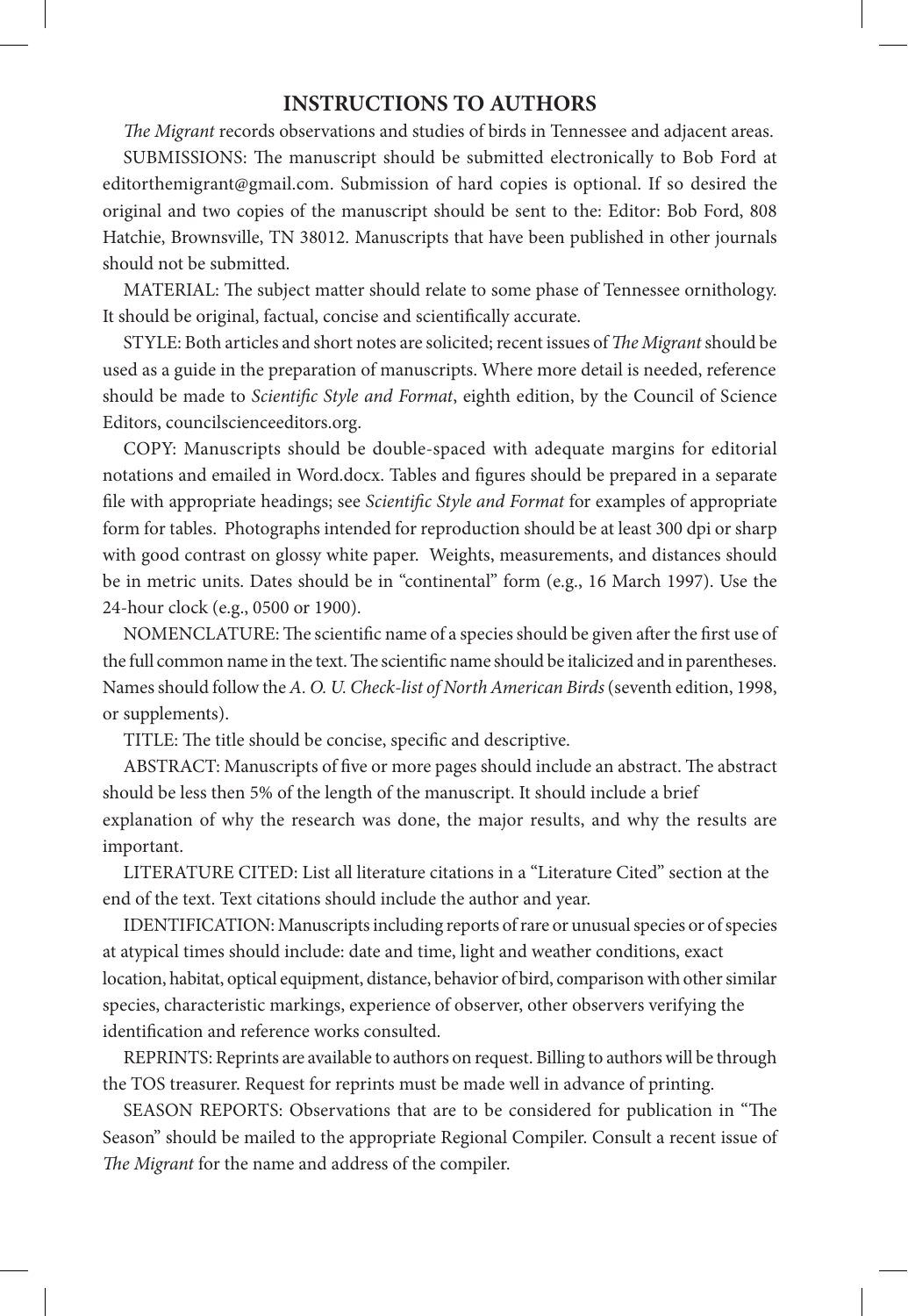## INSTRUCTIONS TO AUTHORS

*The Migrant* records observations and studies of birds in Tennessee and adjacent areas.

SUBMISSIONS: The manuscript should be submitted electronically to Bob Ford at editorthemigrant@gmail.com. Submission of hard copies is optional. If so desired the original and two copies of the manuscript should be sent to the: Editor: Bob Ford, 808 Hatchie, Brownsville, TN 38012. Manuscripts that have been published in other journals should not be submitted.

MATERIAL: The subject matter should relate to some phase of Tennessee ornithology. It should be original, factual, concise and scientifically accurate.

STYLE: Both articles and short notes are solicited; recent issues of *The Migrant* should be used as a guide in the preparation of manuscripts. Where more detail is needed, reference should be made to *Scientific Style and Format*, eighth edition, by the Council of Science Editors, councilscienceeditors.org.

COPY: Manuscripts should be double-spaced with adequate margins for editorial notations and emailed in Word.docx. Tables and figures should be prepared in a separate file with appropriate headings; see *Scientific Style and Format* for examples of appropriate form for tables. Photographs intended for reproduction should be at least 300 dpi or sharp with good contrast on glossy white paper. Weights, measurements, and distances should be in metric units. Dates should be in "continental" form (e.g., 16 March 1997). Use the 24-hour clock (e.g., 0500 or 1900).

NOMENCLATURE: The scientific name of a species should be given after the first use of the full common name in the text. The scientific name should be italicized and in parentheses. Names should follow the *A. O. U. Check-list of North American Birds* (seventh edition, 1998, or supplements).

TITLE: The title should be concise, specific and descriptive.

ABSTRACT: Manuscripts of five or more pages should include an abstract. The abstract should be less then 5% of the length of the manuscript. It should include a brief explanation of why the research was done, the major results, and why the results are important.

LITERATURE CITED: List all literature citations in a "Literature Cited" section at the end of the text. Text citations should include the author and year.

IDENTIFICATION: Manuscripts including reports of rare or unusual species or of species at atypical times should include: date and time, light and weather conditions, exact location, habitat, optical equipment, distance, behavior of bird, comparison with other similar species, characteristic markings, experience of observer, other observers verifying the identification and reference works consulted.

REPRINTS: Reprints are available to authors on request. Billing to authors will be through the TOS treasurer. Request for reprints must be made well in advance of printing.

SEASON REPORTS: Observations that are to be considered for publication in "The Season" should be mailed to the appropriate Regional Compiler. Consult a recent issue of *The Migrant* for the name and address of the compiler.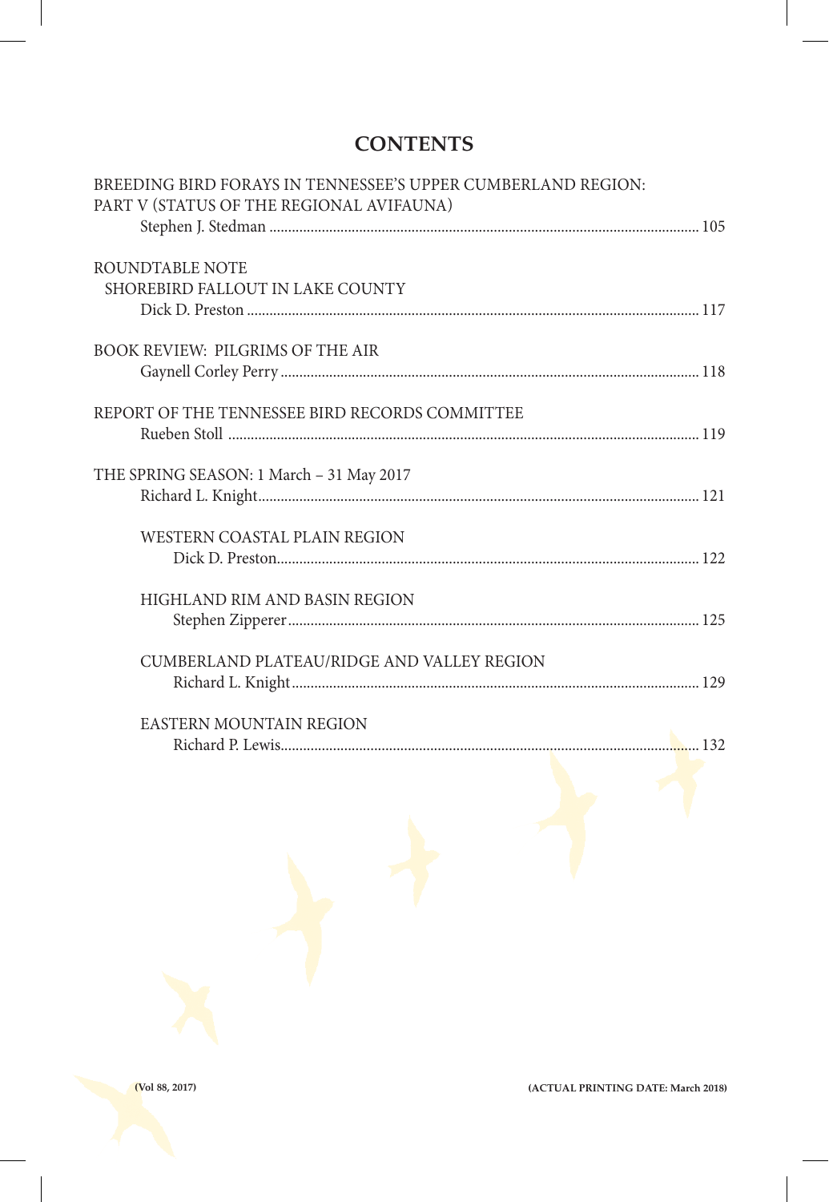# CONTENTS

BREEDING BIRD FORAYS IN TENNESSEE'S UPPER CUMBERLAND REGION: PART V (STATUS OF THE REGIONAL AVIFAUNA)
Stephen J. Stedman ........ 105

ROUNDTABLE NOTE
SHOREBIRD FALLOUT IN LAKE COUNTY
Dick D. Preston ........ 117

BOOK REVIEW: PILGRIMS OF THE AIR
Gaynell Corley Perry ........ 118

REPORT OF THE TENNESSEE BIRD RECORDS COMMITTEE
Rueben Stoll ........ 119

THE SPRING SEASON: 1 March – 31 May 2017
Richard L. Knight ........ 121

WESTERN COASTAL PLAIN REGION
Dick D. Preston ........ 122

HIGHLAND RIM AND BASIN REGION
Stephen Zipperer ........ 125

CUMBERLAND PLATEAU/RIDGE AND VALLEY REGION
Richard L. Knight ........ 129

EASTERN MOUNTAIN REGION
Richard P. Lewis ........ 132

(Vol 88, 2017) (ACTUAL PRINTING DATE: March 2018)